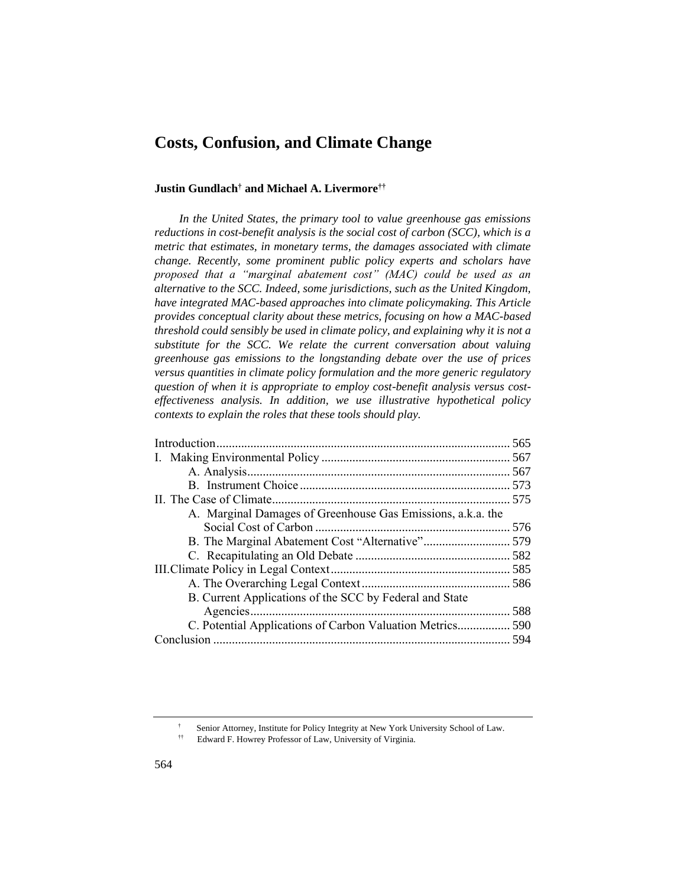# Costs, Confusion, and Climate Change

**Justin Gundlach[†] and Michael A. Livermore[††]**

*In the United States, the primary tool to value greenhouse gas emissions reductions in cost-benefit analysis is the social cost of carbon (SCC), which is a metric that estimates, in monetary terms, the damages associated with climate change. Recently, some prominent public policy experts and scholars have proposed that a "marginal abatement cost" (MAC) could be used as an alternative to the SCC. Indeed, some jurisdictions, such as the United Kingdom, have integrated MAC-based approaches into climate policymaking. This Article provides conceptual clarity about these metrics, focusing on how a MAC-based threshold could sensibly be used in climate policy, and explaining why it is not a substitute for the SCC. We relate the current conversation about valuing greenhouse gas emissions to the longstanding debate over the use of prices versus quantities in climate policy formulation and the more generic regulatory question of when it is appropriate to employ cost-benefit analysis versus cost-effectiveness analysis. In addition, we use illustrative hypothetical policy contexts to explain the roles that these tools should play.*

| | |
|---|---|
| Introduction | 565 |
| I. Making Environmental Policy | 567 |
| A. Analysis | 567 |
| B. Instrument Choice | 573 |
| II. The Case of Climate | 575 |
| A. Marginal Damages of Greenhouse Gas Emissions, a.k.a. the Social Cost of Carbon | 576 |
| B. The Marginal Abatement Cost "Alternative" | 579 |
| C. Recapitulating an Old Debate | 582 |
| III. Climate Policy in Legal Context | 585 |
| A. The Overarching Legal Context | 586 |
| B. Current Applications of the SCC by Federal and State Agencies | 588 |
| C. Potential Applications of Carbon Valuation Metrics | 590 |
| Conclusion | 594 |

[†] Senior Attorney, Institute for Policy Integrity at New York University School of Law.

[††] Edward F. Howrey Professor of Law, University of Virginia.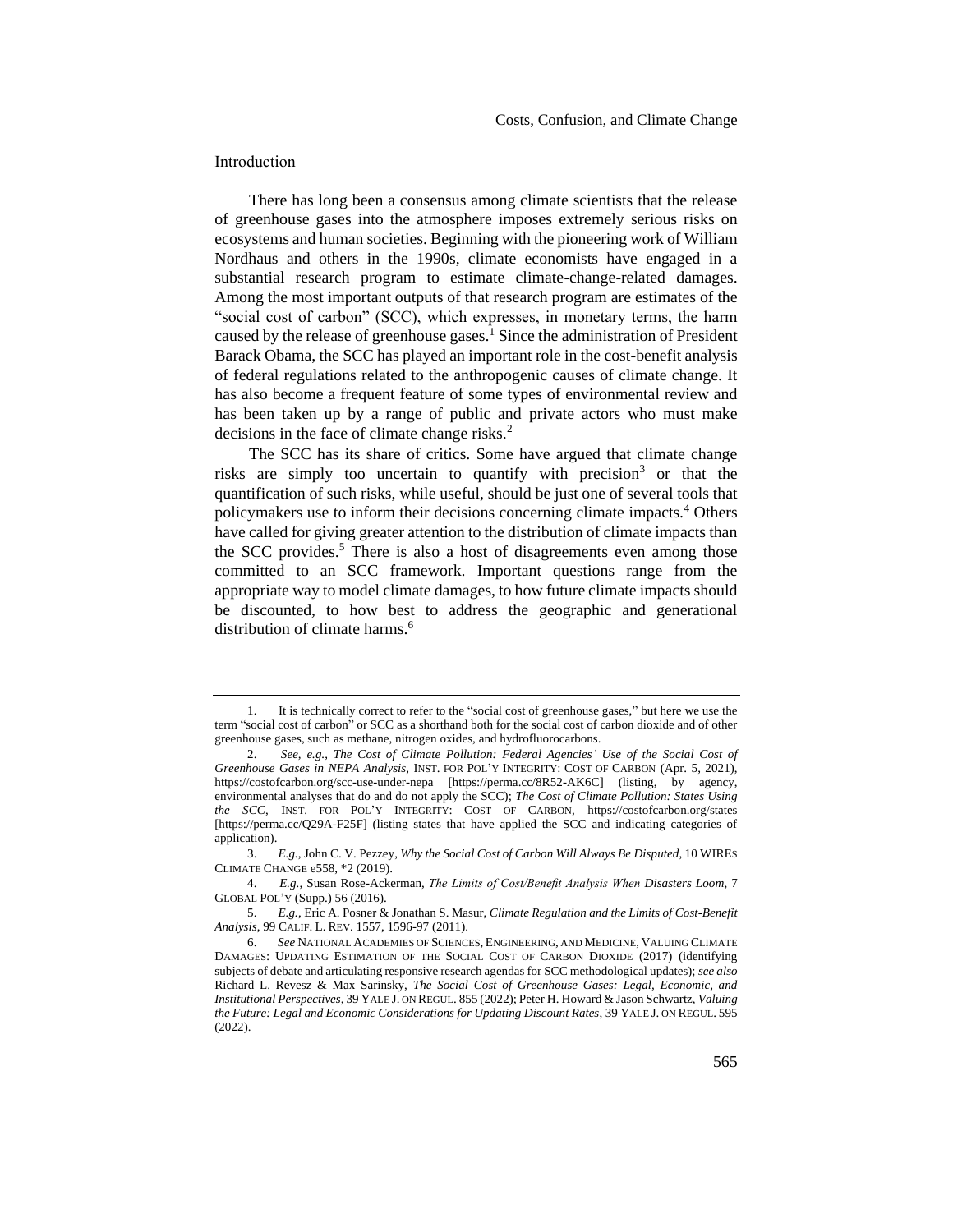## Introduction

There has long been a consensus among climate scientists that the release of greenhouse gases into the atmosphere imposes extremely serious risks on ecosystems and human societies. Beginning with the pioneering work of William Nordhaus and others in the 1990s, climate economists have engaged in a substantial research program to estimate climate-change-related damages. Among the most important outputs of that research program are estimates of the "social cost of carbon" (SCC), which expresses, in monetary terms, the harm caused by the release of greenhouse gases.[1] Since the administration of President Barack Obama, the SCC has played an important role in the cost-benefit analysis of federal regulations related to the anthropogenic causes of climate change. It has also become a frequent feature of some types of environmental review and has been taken up by a range of public and private actors who must make decisions in the face of climate change risks.[2]

The SCC has its share of critics. Some have argued that climate change risks are simply too uncertain to quantify with precision[3] or that the quantification of such risks, while useful, should be just one of several tools that policymakers use to inform their decisions concerning climate impacts.[4] Others have called for giving greater attention to the distribution of climate impacts than the SCC provides.[5] There is also a host of disagreements even among those committed to an SCC framework. Important questions range from the appropriate way to model climate damages, to how future climate impacts should be discounted, to how best to address the geographic and generational distribution of climate harms.[6]

---

1. It is technically correct to refer to the "social cost of greenhouse gases," but here we use the term "social cost of carbon" or SCC as a shorthand both for the social cost of carbon dioxide and of other greenhouse gases, such as methane, nitrogen oxides, and hydrofluorocarbons.

2. *See, e.g.*, *The Cost of Climate Pollution: Federal Agencies' Use of the Social Cost of Greenhouse Gases in NEPA Analysis*, INST. FOR POL'Y INTEGRITY: COST OF CARBON (Apr. 5, 2021), https://costofcarbon.org/scc-use-under-nepa [https://perma.cc/8R52-AK6C] (listing, by agency, environmental analyses that do and do not apply the SCC); *The Cost of Climate Pollution: States Using the SCC*, INST. FOR POL'Y INTEGRITY: COST OF CARBON, https://costofcarbon.org/states [https://perma.cc/Q29A-F25F] (listing states that have applied the SCC and indicating categories of application).

3. *E.g.*, John C. V. Pezzey, *Why the Social Cost of Carbon Will Always Be Disputed*, 10 WIREs CLIMATE CHANGE e558, *2 (2019).

4. *E.g.*, Susan Rose-Ackerman, *The Limits of Cost/Benefit Analysis When Disasters Loom*, 7 GLOBAL POL'Y (Supp.) 56 (2016).

5. *E.g.*, Eric A. Posner & Jonathan S. Masur, *Climate Regulation and the Limits of Cost-Benefit Analysis*, 99 CALIF. L. REV. 1557, 1596-97 (2011).

6. *See* NATIONAL ACADEMIES OF SCIENCES, ENGINEERING, AND MEDICINE, VALUING CLIMATE DAMAGES: UPDATING ESTIMATION OF THE SOCIAL COST OF CARBON DIOXIDE (2017) (identifying subjects of debate and articulating responsive research agendas for SCC methodological updates); *see also* Richard L. Revesz & Max Sarinsky, *The Social Cost of Greenhouse Gases: Legal, Economic, and Institutional Perspectives*, 39 YALE J. ON REGUL. 855 (2022); Peter H. Howard & Jason Schwartz, *Valuing the Future: Legal and Economic Considerations for Updating Discount Rates*, 39 YALE J. ON REGUL. 595 (2022).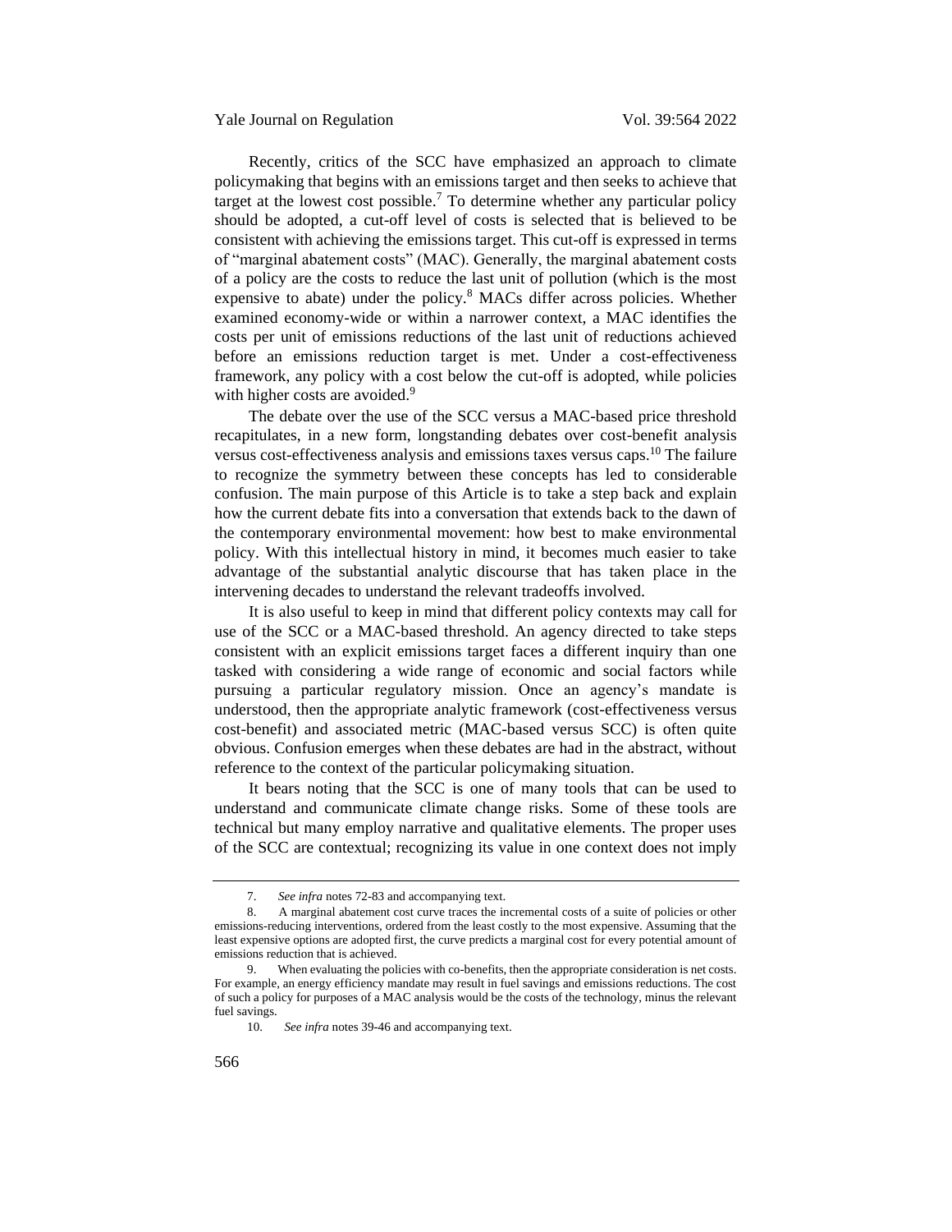Recently, critics of the SCC have emphasized an approach to climate policymaking that begins with an emissions target and then seeks to achieve that target at the lowest cost possible.[7] To determine whether any particular policy should be adopted, a cut-off level of costs is selected that is believed to be consistent with achieving the emissions target. This cut-off is expressed in terms of "marginal abatement costs" (MAC). Generally, the marginal abatement costs of a policy are the costs to reduce the last unit of pollution (which is the most expensive to abate) under the policy.[8] MACs differ across policies. Whether examined economy-wide or within a narrower context, a MAC identifies the costs per unit of emissions reductions of the last unit of reductions achieved before an emissions reduction target is met. Under a cost-effectiveness framework, any policy with a cost below the cut-off is adopted, while policies with higher costs are avoided.[9]

The debate over the use of the SCC versus a MAC-based price threshold recapitulates, in a new form, longstanding debates over cost-benefit analysis versus cost-effectiveness analysis and emissions taxes versus caps.[10] The failure to recognize the symmetry between these concepts has led to considerable confusion. The main purpose of this Article is to take a step back and explain how the current debate fits into a conversation that extends back to the dawn of the contemporary environmental movement: how best to make environmental policy. With this intellectual history in mind, it becomes much easier to take advantage of the substantial analytic discourse that has taken place in the intervening decades to understand the relevant tradeoffs involved.

It is also useful to keep in mind that different policy contexts may call for use of the SCC or a MAC-based threshold. An agency directed to take steps consistent with an explicit emissions target faces a different inquiry than one tasked with considering a wide range of economic and social factors while pursuing a particular regulatory mission. Once an agency's mandate is understood, then the appropriate analytic framework (cost-effectiveness versus cost-benefit) and associated metric (MAC-based versus SCC) is often quite obvious. Confusion emerges when these debates are had in the abstract, without reference to the context of the particular policymaking situation.

It bears noting that the SCC is one of many tools that can be used to understand and communicate climate change risks. Some of these tools are technical but many employ narrative and qualitative elements. The proper uses of the SCC are contextual; recognizing its value in one context does not imply

---

7. *See infra* notes 72-83 and accompanying text.

8. A marginal abatement cost curve traces the incremental costs of a suite of policies or other emissions-reducing interventions, ordered from the least costly to the most expensive. Assuming that the least expensive options are adopted first, the curve predicts a marginal cost for every potential amount of emissions reduction that is achieved.

9. When evaluating the policies with co-benefits, then the appropriate consideration is net costs. For example, an energy efficiency mandate may result in fuel savings and emissions reductions. The cost of such a policy for purposes of a MAC analysis would be the costs of the technology, minus the relevant fuel savings.

10. *See infra* notes 39-46 and accompanying text.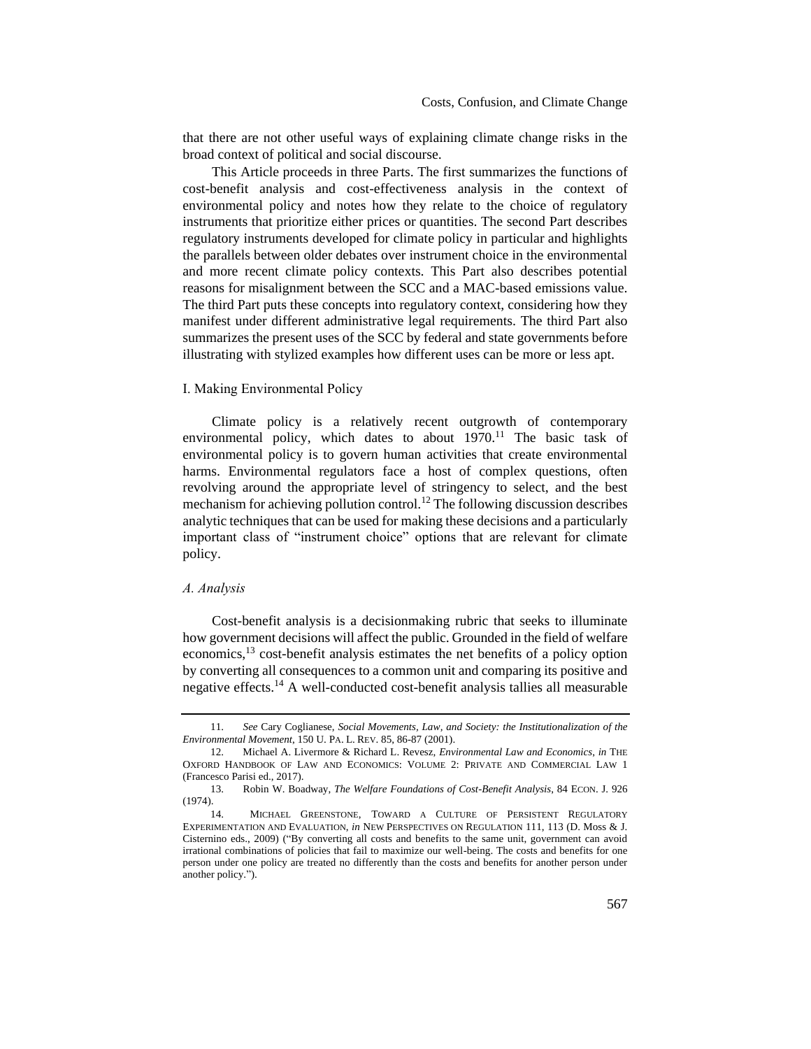that there are not other useful ways of explaining climate change risks in the broad context of political and social discourse.

This Article proceeds in three Parts. The first summarizes the functions of cost-benefit analysis and cost-effectiveness analysis in the context of environmental policy and notes how they relate to the choice of regulatory instruments that prioritize either prices or quantities. The second Part describes regulatory instruments developed for climate policy in particular and highlights the parallels between older debates over instrument choice in the environmental and more recent climate policy contexts. This Part also describes potential reasons for misalignment between the SCC and a MAC-based emissions value. The third Part puts these concepts into regulatory context, considering how they manifest under different administrative legal requirements. The third Part also summarizes the present uses of the SCC by federal and state governments before illustrating with stylized examples how different uses can be more or less apt.

## I. Making Environmental Policy

Climate policy is a relatively recent outgrowth of contemporary environmental policy, which dates to about 1970.[11] The basic task of environmental policy is to govern human activities that create environmental harms. Environmental regulators face a host of complex questions, often revolving around the appropriate level of stringency to select, and the best mechanism for achieving pollution control.[12] The following discussion describes analytic techniques that can be used for making these decisions and a particularly important class of "instrument choice" options that are relevant for climate policy.

### *A. Analysis*

Cost-benefit analysis is a decisionmaking rubric that seeks to illuminate how government decisions will affect the public. Grounded in the field of welfare economics,[13] cost-benefit analysis estimates the net benefits of a policy option by converting all consequences to a common unit and comparing its positive and negative effects.[14] A well-conducted cost-benefit analysis tallies all measurable

---

11. *See* Cary Coglianese, *Social Movements, Law, and Society: the Institutionalization of the Environmental Movement*, 150 U. PA. L. REV. 85, 86-87 (2001).

12. Michael A. Livermore & Richard L. Revesz, *Environmental Law and Economics*, *in* THE OXFORD HANDBOOK OF LAW AND ECONOMICS: VOLUME 2: PRIVATE AND COMMERCIAL LAW 1 (Francesco Parisi ed., 2017).

13. Robin W. Boadway, *The Welfare Foundations of Cost-Benefit Analysis*, 84 ECON. J. 926 (1974).

14. MICHAEL GREENSTONE, TOWARD A CULTURE OF PERSISTENT REGULATORY EXPERIMENTATION AND EVALUATION, *in* NEW PERSPECTIVES ON REGULATION 111, 113 (D. Moss & J. Cisternino eds., 2009) ("By converting all costs and benefits to the same unit, government can avoid irrational combinations of policies that fail to maximize our well-being. The costs and benefits for one person under one policy are treated no differently than the costs and benefits for another person under another policy.").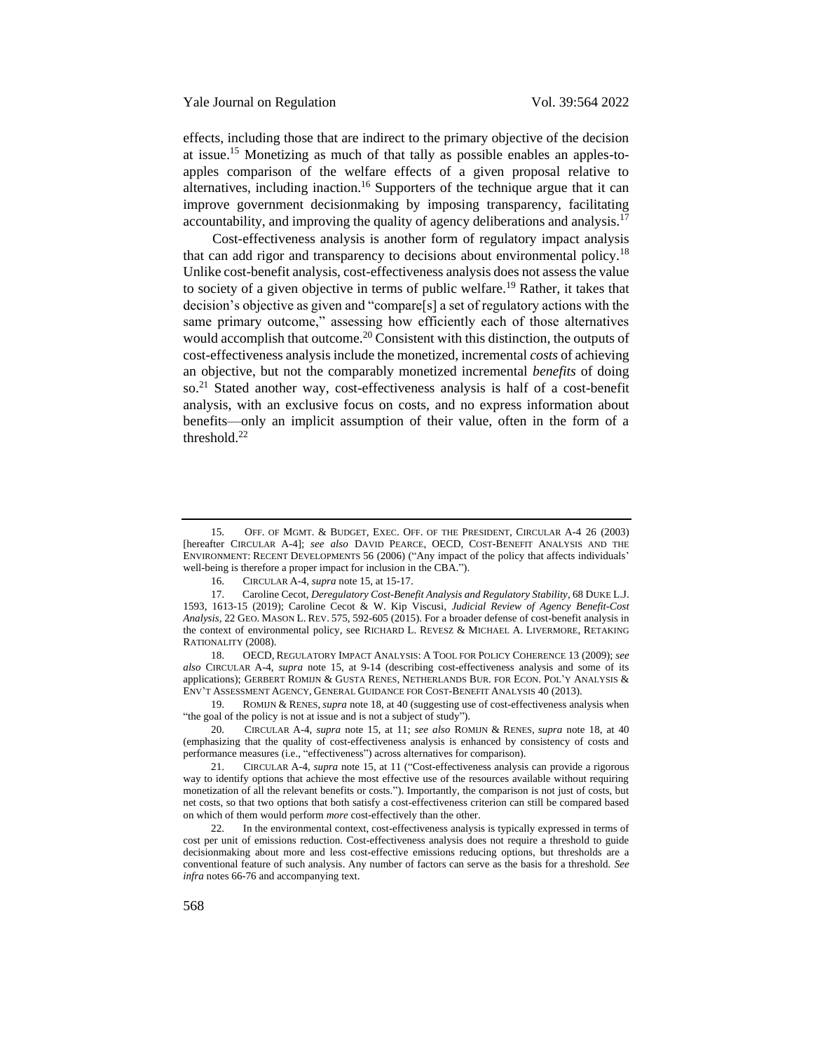effects, including those that are indirect to the primary objective of the decision at issue.[15] Monetizing as much of that tally as possible enables an apples-to-apples comparison of the welfare effects of a given proposal relative to alternatives, including inaction.[16] Supporters of the technique argue that it can improve government decisionmaking by imposing transparency, facilitating accountability, and improving the quality of agency deliberations and analysis.[17]

Cost-effectiveness analysis is another form of regulatory impact analysis that can add rigor and transparency to decisions about environmental policy.[18] Unlike cost-benefit analysis, cost-effectiveness analysis does not assess the value to society of a given objective in terms of public welfare.[19] Rather, it takes that decision's objective as given and "compare[s] a set of regulatory actions with the same primary outcome," assessing how efficiently each of those alternatives would accomplish that outcome.[20] Consistent with this distinction, the outputs of cost-effectiveness analysis include the monetized, incremental *costs* of achieving an objective, but not the comparably monetized incremental *benefits* of doing so.[21] Stated another way, cost-effectiveness analysis is half of a cost-benefit analysis, with an exclusive focus on costs, and no express information about benefits—only an implicit assumption of their value, often in the form of a threshold.[22]

---

15. OFF. OF MGMT. & BUDGET, EXEC. OFF. OF THE PRESIDENT, CIRCULAR A-4 26 (2003) [hereafter CIRCULAR A-4]; *see also* DAVID PEARCE, OECD, COST-BENEFIT ANALYSIS AND THE ENVIRONMENT: RECENT DEVELOPMENTS 56 (2006) ("Any impact of the policy that affects individuals' well-being is therefore a proper impact for inclusion in the CBA.").

16. CIRCULAR A-4, *supra* note 15, at 15-17.

17. Caroline Cecot, *Deregulatory Cost-Benefit Analysis and Regulatory Stability*, 68 DUKE L.J. 1593, 1613-15 (2019); Caroline Cecot & W. Kip Viscusi, *Judicial Review of Agency Benefit-Cost Analysis*, 22 GEO. MASON L. REV. 575, 592-605 (2015). For a broader defense of cost-benefit analysis in the context of environmental policy, see RICHARD L. REVESZ & MICHAEL A. LIVERMORE, RETAKING RATIONALITY (2008).

18. OECD, REGULATORY IMPACT ANALYSIS: A TOOL FOR POLICY COHERENCE 13 (2009); *see also* CIRCULAR A-4, *supra* note 15, at 9-14 (describing cost-effectiveness analysis and some of its applications); GERBERT ROMIJN & GUSTA RENES, NETHERLANDS BUR. FOR ECON. POL'Y ANALYSIS & ENV'T ASSESSMENT AGENCY, GENERAL GUIDANCE FOR COST-BENEFIT ANALYSIS 40 (2013).

19. ROMIJN & RENES, *supra* note 18, at 40 (suggesting use of cost-effectiveness analysis when "the goal of the policy is not at issue and is not a subject of study").

20. CIRCULAR A-4, *supra* note 15, at 11; *see also* ROMIJN & RENES, *supra* note 18, at 40 (emphasizing that the quality of cost-effectiveness analysis is enhanced by consistency of costs and performance measures (i.e., "effectiveness") across alternatives for comparison).

21. CIRCULAR A-4, *supra* note 15, at 11 ("Cost-effectiveness analysis can provide a rigorous way to identify options that achieve the most effective use of the resources available without requiring monetization of all the relevant benefits or costs."). Importantly, the comparison is not just of costs, but net costs, so that two options that both satisfy a cost-effectiveness criterion can still be compared based on which of them would perform *more* cost-effectively than the other.

22. In the environmental context, cost-effectiveness analysis is typically expressed in terms of cost per unit of emissions reduction. Cost-effectiveness analysis does not require a threshold to guide decisionmaking about more and less cost-effective emissions reducing options, but thresholds are a conventional feature of such analysis. Any number of factors can serve as the basis for a threshold. *See infra* notes 66-76 and accompanying text.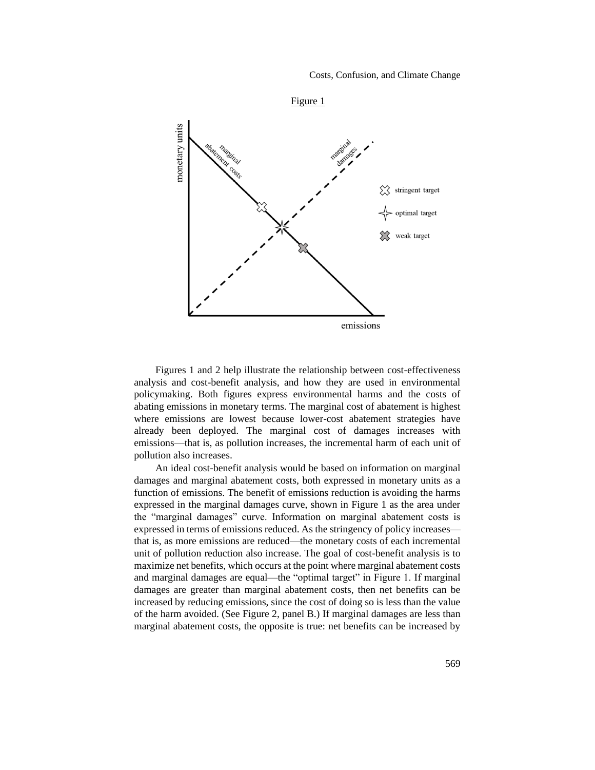Figure 1

Figures 1 and 2 help illustrate the relationship between cost-effectiveness analysis and cost-benefit analysis, and how they are used in environmental policymaking. Both figures express environmental harms and the costs of abating emissions in monetary terms. The marginal cost of abatement is highest where emissions are lowest because lower-cost abatement strategies have already been deployed. The marginal cost of damages increases with emissions—that is, as pollution increases, the incremental harm of each unit of pollution also increases.

An ideal cost-benefit analysis would be based on information on marginal damages and marginal abatement costs, both expressed in monetary units as a function of emissions. The benefit of emissions reduction is avoiding the harms expressed in the marginal damages curve, shown in Figure 1 as the area under the "marginal damages" curve. Information on marginal abatement costs is expressed in terms of emissions reduced. As the stringency of policy increases—that is, as more emissions are reduced—the monetary costs of each incremental unit of pollution reduction also increase. The goal of cost-benefit analysis is to maximize net benefits, which occurs at the point where marginal abatement costs and marginal damages are equal—the "optimal target" in Figure 1. If marginal damages are greater than marginal abatement costs, then net benefits can be increased by reducing emissions, since the cost of doing so is less than the value of the harm avoided. (See Figure 2, panel B.) If marginal damages are less than marginal abatement costs, the opposite is true: net benefits can be increased by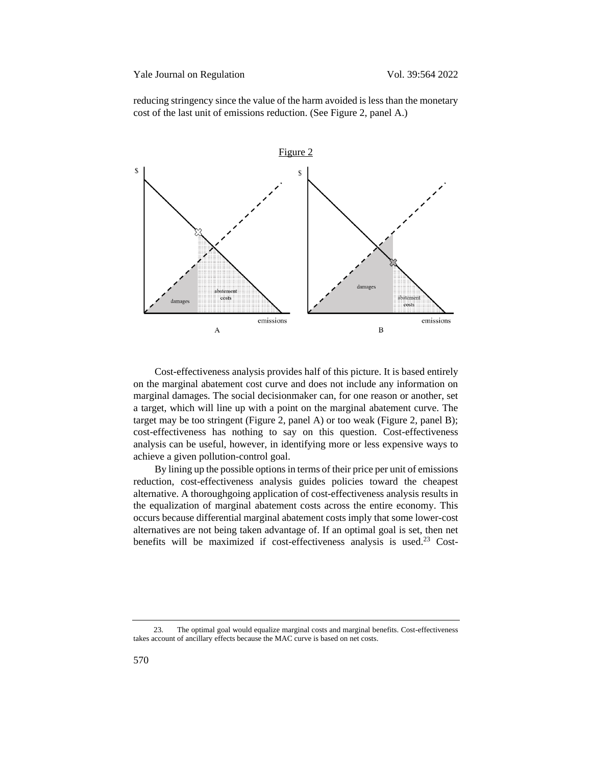reducing stringency since the value of the harm avoided is less than the monetary cost of the last unit of emissions reduction. (See Figure 2, panel A.)

Figure 2

Cost-effectiveness analysis provides half of this picture. It is based entirely on the marginal abatement cost curve and does not include any information on marginal damages. The social decisionmaker can, for one reason or another, set a target, which will line up with a point on the marginal abatement curve. The target may be too stringent (Figure 2, panel A) or too weak (Figure 2, panel B); cost-effectiveness has nothing to say on this question. Cost-effectiveness analysis can be useful, however, in identifying more or less expensive ways to achieve a given pollution-control goal.

By lining up the possible options in terms of their price per unit of emissions reduction, cost-effectiveness analysis guides policies toward the cheapest alternative. A thoroughgoing application of cost-effectiveness analysis results in the equalization of marginal abatement costs across the entire economy. This occurs because differential marginal abatement costs imply that some lower-cost alternatives are not being taken advantage of. If an optimal goal is set, then net benefits will be maximized if cost-effectiveness analysis is used.[23] Cost-

23. The optimal goal would equalize marginal costs and marginal benefits. Cost-effectiveness takes account of ancillary effects because the MAC curve is based on net costs.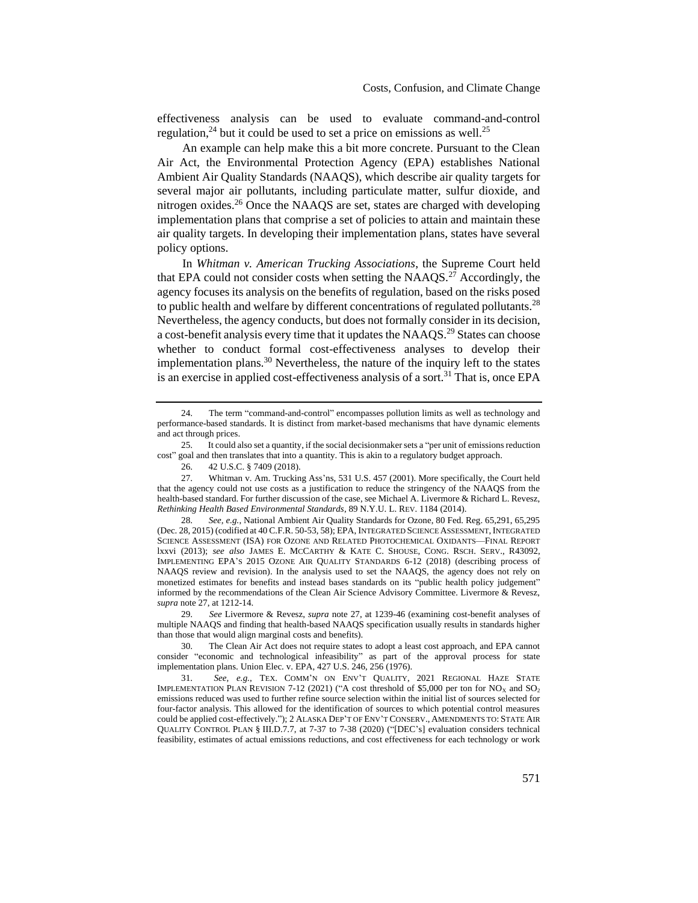effectiveness analysis can be used to evaluate command-and-control regulation,[24] but it could be used to set a price on emissions as well.[25]

An example can help make this a bit more concrete. Pursuant to the Clean Air Act, the Environmental Protection Agency (EPA) establishes National Ambient Air Quality Standards (NAAQS), which describe air quality targets for several major air pollutants, including particulate matter, sulfur dioxide, and nitrogen oxides.[26] Once the NAAQS are set, states are charged with developing implementation plans that comprise a set of policies to attain and maintain these air quality targets. In developing their implementation plans, states have several policy options.

In *Whitman v. American Trucking Associations*, the Supreme Court held that EPA could not consider costs when setting the NAAQS.[27] Accordingly, the agency focuses its analysis on the benefits of regulation, based on the risks posed to public health and welfare by different concentrations of regulated pollutants.[28] Nevertheless, the agency conducts, but does not formally consider in its decision, a cost-benefit analysis every time that it updates the NAAQS.[29] States can choose whether to conduct formal cost-effectiveness analyses to develop their implementation plans.[30] Nevertheless, the nature of the inquiry left to the states is an exercise in applied cost-effectiveness analysis of a sort.[31] That is, once EPA

---

24. The term "command-and-control" encompasses pollution limits as well as technology and performance-based standards. It is distinct from market-based mechanisms that have dynamic elements and act through prices.

25. It could also set a quantity, if the social decisionmaker sets a "per unit of emissions reduction cost" goal and then translates that into a quantity. This is akin to a regulatory budget approach.

26. 42 U.S.C. § 7409 (2018).

27. Whitman v. Am. Trucking Ass'ns, 531 U.S. 457 (2001). More specifically, the Court held that the agency could not use costs as a justification to reduce the stringency of the NAAQS from the health-based standard. For further discussion of the case, see Michael A. Livermore & Richard L. Revesz, *Rethinking Health Based Environmental Standards*, 89 N.Y.U. L. REV. 1184 (2014).

28. *See, e.g.*, National Ambient Air Quality Standards for Ozone, 80 Fed. Reg. 65,291, 65,295 (Dec. 28, 2015) (codified at 40 C.F.R. 50-53, 58); EPA, INTEGRATED SCIENCE ASSESSMENT, INTEGRATED SCIENCE ASSESSMENT (ISA) FOR OZONE AND RELATED PHOTOCHEMICAL OXIDANTS—FINAL REPORT lxxvi (2013); *see also* JAMES E. MCCARTHY & KATE C. SHOUSE, CONG. RSCH. SERV., R43092, IMPLEMENTING EPA'S 2015 OZONE AIR QUALITY STANDARDS 6-12 (2018) (describing process of NAAQS review and revision). In the analysis used to set the NAAQS, the agency does not rely on monetized estimates for benefits and instead bases standards on its "public health policy judgement" informed by the recommendations of the Clean Air Science Advisory Committee. Livermore & Revesz, *supra* note 27, at 1212-14.

29. *See* Livermore & Revesz, *supra* note 27, at 1239-46 (examining cost-benefit analyses of multiple NAAQS and finding that health-based NAAQS specification usually results in standards higher than those that would align marginal costs and benefits).

30. The Clean Air Act does not require states to adopt a least cost approach, and EPA cannot consider "economic and technological infeasibility" as part of the approval process for state implementation plans. Union Elec. v. EPA, 427 U.S. 246, 256 (1976).

31. *See, e.g.*, TEX. COMM'N ON ENV'T QUALITY, 2021 REGIONAL HAZE STATE IMPLEMENTATION PLAN REVISION 7-12 (2021) ("A cost threshold of $5,000 per ton for $NO_X$ and $SO_2$ emissions reduced was used to further refine source selection within the initial list of sources selected for four-factor analysis. This allowed for the identification of sources to which potential control measures could be applied cost-effectively."); 2 ALASKA DEP'T OF ENV'T CONSERV., AMENDMENTS TO: STATE AIR QUALITY CONTROL PLAN § III.D.7.7, at 7-37 to 7-38 (2020) ("[DEC's] evaluation considers technical feasibility, estimates of actual emissions reductions, and cost effectiveness for each technology or work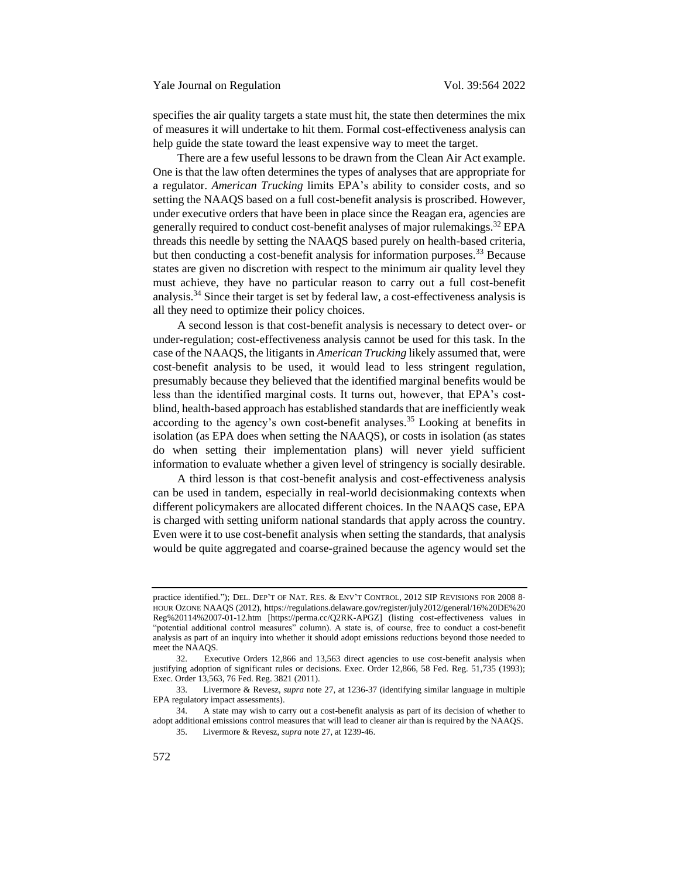specifies the air quality targets a state must hit, the state then determines the mix of measures it will undertake to hit them. Formal cost-effectiveness analysis can help guide the state toward the least expensive way to meet the target.

There are a few useful lessons to be drawn from the Clean Air Act example. One is that the law often determines the types of analyses that are appropriate for a regulator. *American Trucking* limits EPA's ability to consider costs, and so setting the NAAQS based on a full cost-benefit analysis is proscribed. However, under executive orders that have been in place since the Reagan era, agencies are generally required to conduct cost-benefit analyses of major rulemakings.[32] EPA threads this needle by setting the NAAQS based purely on health-based criteria, but then conducting a cost-benefit analysis for information purposes.[33] Because states are given no discretion with respect to the minimum air quality level they must achieve, they have no particular reason to carry out a full cost-benefit analysis.[34] Since their target is set by federal law, a cost-effectiveness analysis is all they need to optimize their policy choices.

A second lesson is that cost-benefit analysis is necessary to detect over- or under-regulation; cost-effectiveness analysis cannot be used for this task. In the case of the NAAQS, the litigants in *American Trucking* likely assumed that, were cost-benefit analysis to be used, it would lead to less stringent regulation, presumably because they believed that the identified marginal benefits would be less than the identified marginal costs. It turns out, however, that EPA's cost-blind, health-based approach has established standards that are inefficiently weak according to the agency's own cost-benefit analyses.[35] Looking at benefits in isolation (as EPA does when setting the NAAQS), or costs in isolation (as states do when setting their implementation plans) will never yield sufficient information to evaluate whether a given level of stringency is socially desirable.

A third lesson is that cost-benefit analysis and cost-effectiveness analysis can be used in tandem, especially in real-world decisionmaking contexts when different policymakers are allocated different choices. In the NAAQS case, EPA is charged with setting uniform national standards that apply across the country. Even were it to use cost-benefit analysis when setting the standards, that analysis would be quite aggregated and coarse-grained because the agency would set the

---

practice identified."); DEL. DEP'T OF NAT. RES. & ENV'T CONTROL, 2012 SIP REVISIONS FOR 2008 8-HOUR OZONE NAAQS (2012), https://regulations.delaware.gov/register/july2012/general/16%20DE%20Reg%20114%2007-01-12.htm [https://perma.cc/Q2RK-APGZ] (listing cost-effectiveness values in "potential additional control measures" column). A state is, of course, free to conduct a cost-benefit analysis as part of an inquiry into whether it should adopt emissions reductions beyond those needed to meet the NAAQS.

32. Executive Orders 12,866 and 13,563 direct agencies to use cost-benefit analysis when justifying adoption of significant rules or decisions. Exec. Order 12,866, 58 Fed. Reg. 51,735 (1993); Exec. Order 13,563, 76 Fed. Reg. 3821 (2011).

33. Livermore & Revesz, *supra* note 27, at 1236-37 (identifying similar language in multiple EPA regulatory impact assessments).

34. A state may wish to carry out a cost-benefit analysis as part of its decision of whether to adopt additional emissions control measures that will lead to cleaner air than is required by the NAAQS.

35. Livermore & Revesz, *supra* note 27, at 1239-46.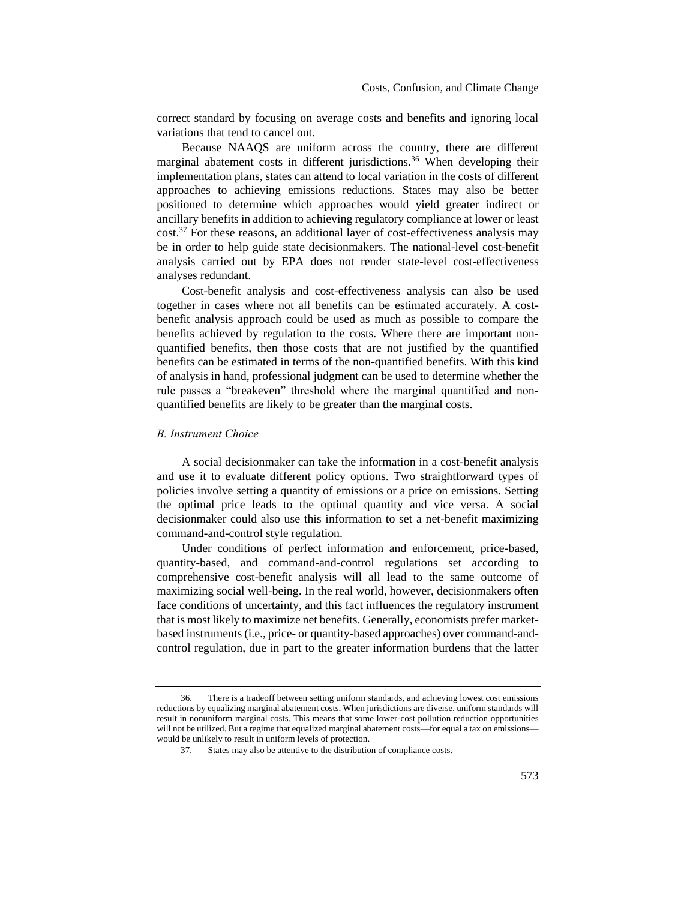correct standard by focusing on average costs and benefits and ignoring local variations that tend to cancel out.

Because NAAQS are uniform across the country, there are different marginal abatement costs in different jurisdictions.[36] When developing their implementation plans, states can attend to local variation in the costs of different approaches to achieving emissions reductions. States may also be better positioned to determine which approaches would yield greater indirect or ancillary benefits in addition to achieving regulatory compliance at lower or least cost.[37] For these reasons, an additional layer of cost-effectiveness analysis may be in order to help guide state decisionmakers. The national-level cost-benefit analysis carried out by EPA does not render state-level cost-effectiveness analyses redundant.

Cost-benefit analysis and cost-effectiveness analysis can also be used together in cases where not all benefits can be estimated accurately. A cost-benefit analysis approach could be used as much as possible to compare the benefits achieved by regulation to the costs. Where there are important non-quantified benefits, then those costs that are not justified by the quantified benefits can be estimated in terms of the non-quantified benefits. With this kind of analysis in hand, professional judgment can be used to determine whether the rule passes a "breakeven" threshold where the marginal quantified and non-quantified benefits are likely to be greater than the marginal costs.

### *B. Instrument Choice*

A social decisionmaker can take the information in a cost-benefit analysis and use it to evaluate different policy options. Two straightforward types of policies involve setting a quantity of emissions or a price on emissions. Setting the optimal price leads to the optimal quantity and vice versa. A social decisionmaker could also use this information to set a net-benefit maximizing command-and-control style regulation.

Under conditions of perfect information and enforcement, price-based, quantity-based, and command-and-control regulations set according to comprehensive cost-benefit analysis will all lead to the same outcome of maximizing social well-being. In the real world, however, decisionmakers often face conditions of uncertainty, and this fact influences the regulatory instrument that is most likely to maximize net benefits. Generally, economists prefer market-based instruments (i.e., price- or quantity-based approaches) over command-and-control regulation, due in part to the greater information burdens that the latter

---

36. There is a tradeoff between setting uniform standards, and achieving lowest cost emissions reductions by equalizing marginal abatement costs. When jurisdictions are diverse, uniform standards will result in nonuniform marginal costs. This means that some lower-cost pollution reduction opportunities will not be utilized. But a regime that equalized marginal abatement costs—for equal a tax on emissions—would be unlikely to result in uniform levels of protection.

37. States may also be attentive to the distribution of compliance costs.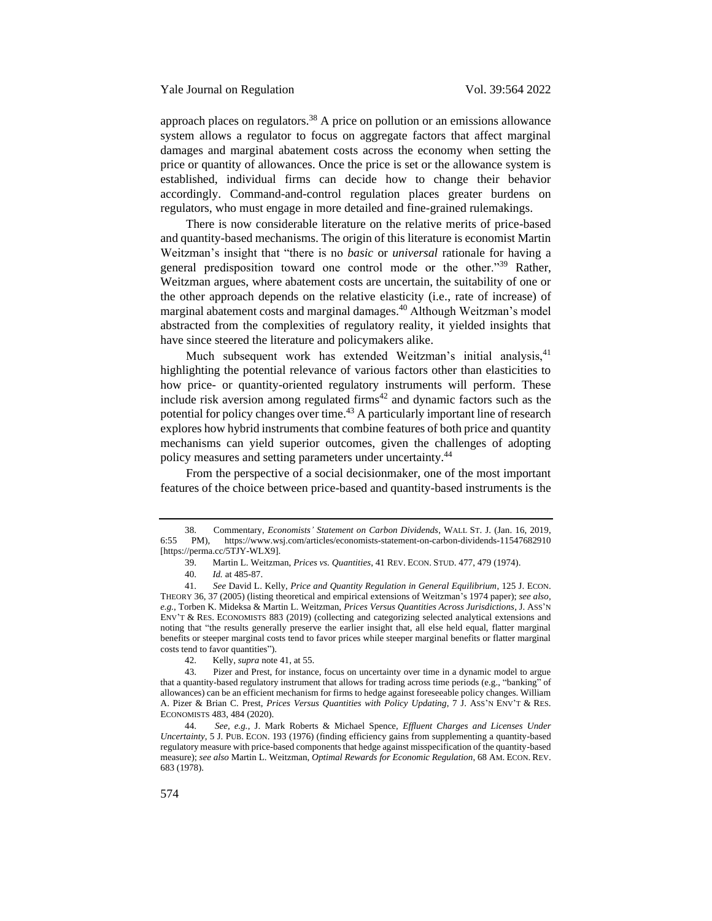approach places on regulators.[38] A price on pollution or an emissions allowance system allows a regulator to focus on aggregate factors that affect marginal damages and marginal abatement costs across the economy when setting the price or quantity of allowances. Once the price is set or the allowance system is established, individual firms can decide how to change their behavior accordingly. Command-and-control regulation places greater burdens on regulators, who must engage in more detailed and fine-grained rulemakings.

There is now considerable literature on the relative merits of price-based and quantity-based mechanisms. The origin of this literature is economist Martin Weitzman's insight that "there is no *basic* or *universal* rationale for having a general predisposition toward one control mode or the other."[39] Rather, Weitzman argues, where abatement costs are uncertain, the suitability of one or the other approach depends on the relative elasticity (i.e., rate of increase) of marginal abatement costs and marginal damages.[40] Although Weitzman's model abstracted from the complexities of regulatory reality, it yielded insights that have since steered the literature and policymakers alike.

Much subsequent work has extended Weitzman's initial analysis,[41] highlighting the potential relevance of various factors other than elasticities to how price- or quantity-oriented regulatory instruments will perform. These include risk aversion among regulated firms[42] and dynamic factors such as the potential for policy changes over time.[43] A particularly important line of research explores how hybrid instruments that combine features of both price and quantity mechanisms can yield superior outcomes, given the challenges of adopting policy measures and setting parameters under uncertainty.[44]

From the perspective of a social decisionmaker, one of the most important features of the choice between price-based and quantity-based instruments is the

---

38. Commentary, *Economists' Statement on Carbon Dividends*, WALL ST. J. (Jan. 16, 2019, 6:55 PM), https://www.wsj.com/articles/economists-statement-on-carbon-dividends-11547682910 [https://perma.cc/5TJY-WLX9].

39. Martin L. Weitzman, *Prices vs. Quantities*, 41 REV. ECON. STUD. 477, 479 (1974).

40. *Id.* at 485-87.

41. *See* David L. Kelly, *Price and Quantity Regulation in General Equilibrium*, 125 J. ECON. THEORY 36, 37 (2005) (listing theoretical and empirical extensions of Weitzman's 1974 paper); *see also, e.g.*, Torben K. Mideksa & Martin L. Weitzman, *Prices Versus Quantities Across Jurisdictions*, J. ASS'N ENV'T & RES. ECONOMISTS 883 (2019) (collecting and categorizing selected analytical extensions and noting that "the results generally preserve the earlier insight that, all else held equal, flatter marginal benefits or steeper marginal costs tend to favor prices while steeper marginal benefits or flatter marginal costs tend to favor quantities").

42. Kelly, *supra* note 41, at 55.

43. Pizer and Prest, for instance, focus on uncertainty over time in a dynamic model to argue that a quantity-based regulatory instrument that allows for trading across time periods (e.g., "banking" of allowances) can be an efficient mechanism for firms to hedge against foreseeable policy changes. William A. Pizer & Brian C. Prest, *Prices Versus Quantities with Policy Updating*, 7 J. ASS'N ENV'T & RES. ECONOMISTS 483, 484 (2020).

44. *See, e.g.*, J. Mark Roberts & Michael Spence, *Effluent Charges and Licenses Under Uncertainty*, 5 J. PUB. ECON. 193 (1976) (finding efficiency gains from supplementing a quantity-based regulatory measure with price-based components that hedge against misspecification of the quantity-based measure); *see also* Martin L. Weitzman, *Optimal Rewards for Economic Regulation*, 68 AM. ECON. REV. 683 (1978).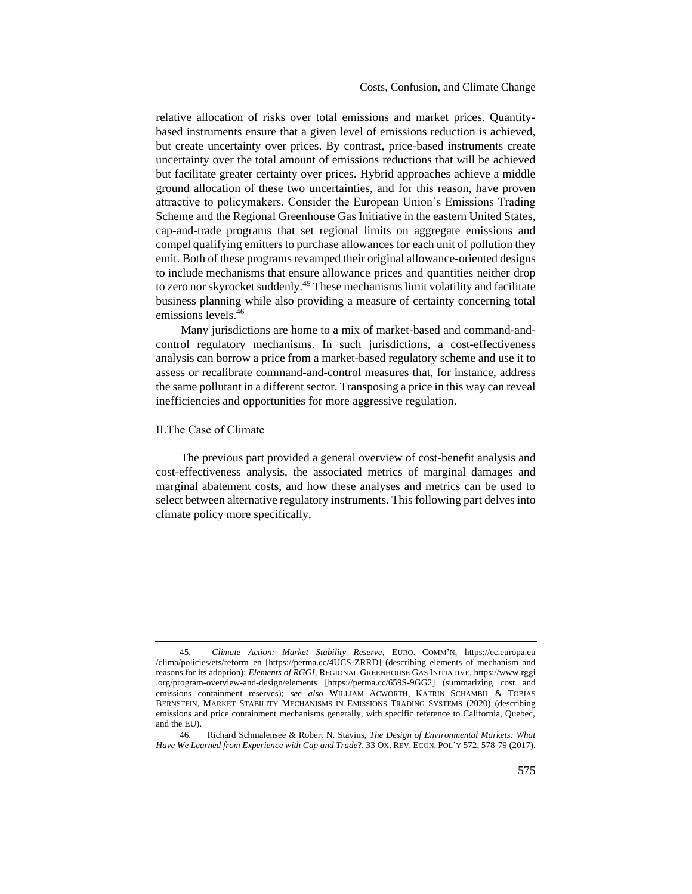relative allocation of risks over total emissions and market prices. Quantity-based instruments ensure that a given level of emissions reduction is achieved, but create uncertainty over prices. By contrast, price-based instruments create uncertainty over the total amount of emissions reductions that will be achieved but facilitate greater certainty over prices. Hybrid approaches achieve a middle ground allocation of these two uncertainties, and for this reason, have proven attractive to policymakers. Consider the European Union's Emissions Trading Scheme and the Regional Greenhouse Gas Initiative in the eastern United States, cap-and-trade programs that set regional limits on aggregate emissions and compel qualifying emitters to purchase allowances for each unit of pollution they emit. Both of these programs revamped their original allowance-oriented designs to include mechanisms that ensure allowance prices and quantities neither drop to zero nor skyrocket suddenly.[45] These mechanisms limit volatility and facilitate business planning while also providing a measure of certainty concerning total emissions levels.[46]

Many jurisdictions are home to a mix of market-based and command-and-control regulatory mechanisms. In such jurisdictions, a cost-effectiveness analysis can borrow a price from a market-based regulatory scheme and use it to assess or recalibrate command-and-control measures that, for instance, address the same pollutant in a different sector. Transposing a price in this way can reveal inefficiencies and opportunities for more aggressive regulation.

## II. The Case of Climate

The previous part provided a general overview of cost-benefit analysis and cost-effectiveness analysis, the associated metrics of marginal damages and marginal abatement costs, and how these analyses and metrics can be used to select between alternative regulatory instruments. This following part delves into climate policy more specifically.

---

45. *Climate Action: Market Stability Reserve*, EURO. COMM'N, https://ec.europa.eu/clima/policies/ets/reform_en [https://perma.cc/4UCS-ZRRD] (describing elements of mechanism and reasons for its adoption); *Elements of RGGI*, REGIONAL GREENHOUSE GAS INITIATIVE, https://www.rggi.org/program-overview-and-design/elements [https://perma.cc/659S-9GG2] (summarizing cost and emissions containment reserves); *see also* WILLIAM ACWORTH, KATRIN SCHAMBIL & TOBIAS BERNSTEIN, MARKET STABILITY MECHANISMS IN EMISSIONS TRADING SYSTEMS (2020) (describing emissions and price containment mechanisms generally, with specific reference to California, Quebec, and the EU).

46. Richard Schmalensee & Robert N. Stavins, *The Design of Environmental Markets: What Have We Learned from Experience with Cap and Trade*?, 33 OX. REV. ECON. POL'Y 572, 578-79 (2017).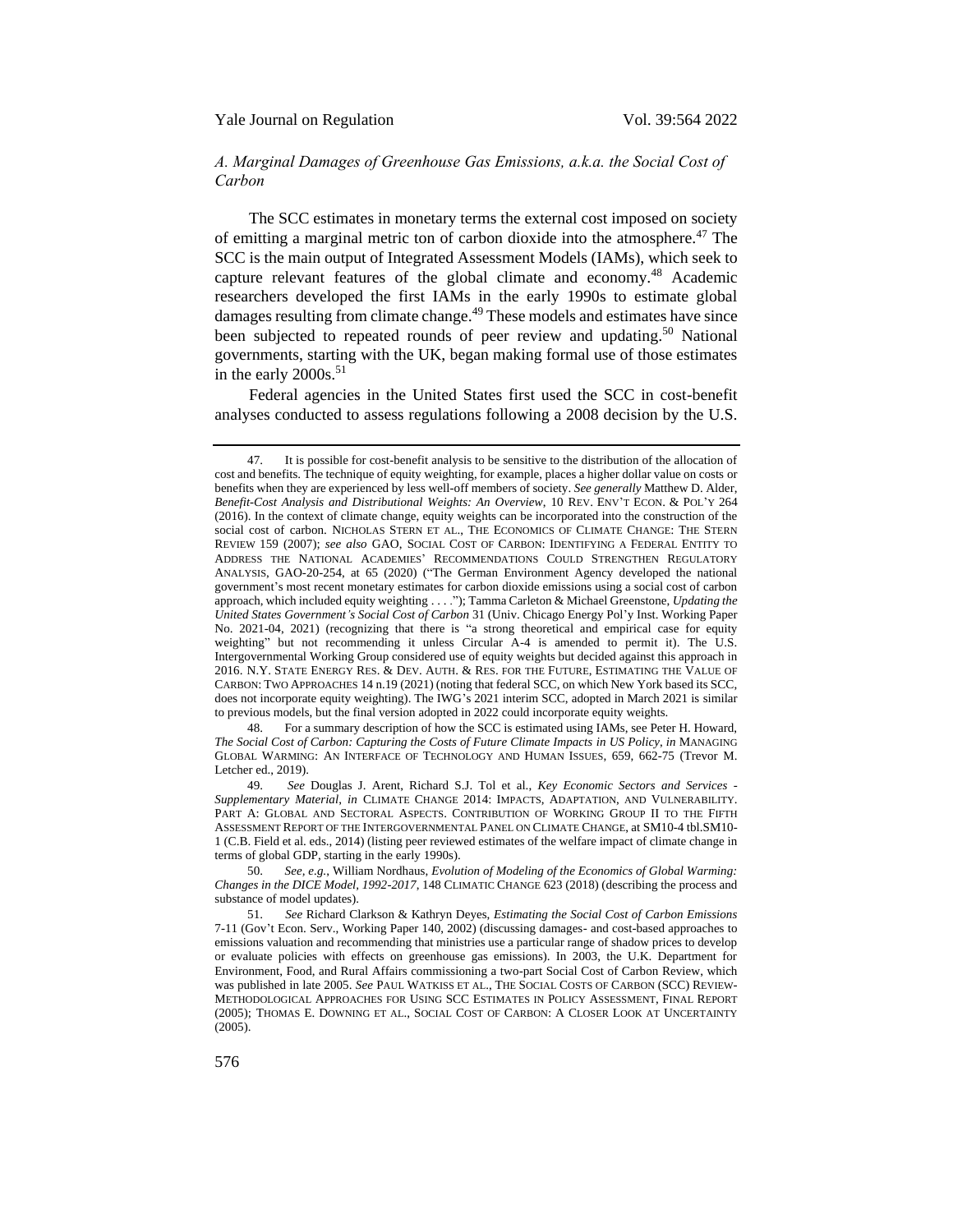### *A. Marginal Damages of Greenhouse Gas Emissions, a.k.a. the Social Cost of Carbon*

The SCC estimates in monetary terms the external cost imposed on society of emitting a marginal metric ton of carbon dioxide into the atmosphere.[47] The SCC is the main output of Integrated Assessment Models (IAMs), which seek to capture relevant features of the global climate and economy.[48] Academic researchers developed the first IAMs in the early 1990s to estimate global damages resulting from climate change.[49] These models and estimates have since been subjected to repeated rounds of peer review and updating.[50] National governments, starting with the UK, began making formal use of those estimates in the early 2000s.[51]

Federal agencies in the United States first used the SCC in cost-benefit analyses conducted to assess regulations following a 2008 decision by the U.S.

---

47. It is possible for cost-benefit analysis to be sensitive to the distribution of the allocation of cost and benefits. The technique of equity weighting, for example, places a higher dollar value on costs or benefits when they are experienced by less well-off members of society. *See generally* Matthew D. Adler, *Benefit-Cost Analysis and Distributional Weights: An Overview*, 10 REV. ENV'T ECON. & POL'Y 264 (2016). In the context of climate change, equity weights can be incorporated into the construction of the social cost of carbon. NICHOLAS STERN ET AL., THE ECONOMICS OF CLIMATE CHANGE: THE STERN REVIEW 159 (2007); *see also* GAO, SOCIAL COST OF CARBON: IDENTIFYING A FEDERAL ENTITY TO ADDRESS THE NATIONAL ACADEMIES' RECOMMENDATIONS COULD STRENGTHEN REGULATORY ANALYSIS, GAO-20-254, at 65 (2020) ("The German Environment Agency developed the national government's most recent monetary estimates for carbon dioxide emissions using a social cost of carbon approach, which included equity weighting . . . ."); Tamma Carleton & Michael Greenstone, *Updating the United States Government's Social Cost of Carbon* 31 (Univ. Chicago Energy Pol'y Inst. Working Paper No. 2021-04, 2021) (recognizing that there is "a strong theoretical and empirical case for equity weighting" but not recommending it unless Circular A-4 is amended to permit it). The U.S. Intergovernmental Working Group considered use of equity weights but decided against this approach in 2016. N.Y. STATE ENERGY RES. & DEV. AUTH. & RES. FOR THE FUTURE, ESTIMATING THE VALUE OF CARBON: TWO APPROACHES 14 n.19 (2021) (noting that federal SCC, on which New York based its SCC, does not incorporate equity weighting). The IWG's 2021 interim SCC, adopted in March 2021 is similar to previous models, but the final version adopted in 2022 could incorporate equity weights.

48. For a summary description of how the SCC is estimated using IAMs, see Peter H. Howard, *The Social Cost of Carbon: Capturing the Costs of Future Climate Impacts in US Policy*, *in* MANAGING GLOBAL WARMING: AN INTERFACE OF TECHNOLOGY AND HUMAN ISSUES, 659, 662-75 (Trevor M. Letcher ed., 2019).

49. *See* Douglas J. Arent, Richard S.J. Tol et al., *Key Economic Sectors and Services - Supplementary Material*, *in* CLIMATE CHANGE 2014: IMPACTS, ADAPTATION, AND VULNERABILITY. PART A: GLOBAL AND SECTORAL ASPECTS. CONTRIBUTION OF WORKING GROUP II TO THE FIFTH ASSESSMENT REPORT OF THE INTERGOVERNMENTAL PANEL ON CLIMATE CHANGE, at SM10-4 tbl.SM10-1 (C.B. Field et al. eds., 2014) (listing peer reviewed estimates of the welfare impact of climate change in terms of global GDP, starting in the early 1990s).

50. *See, e.g.*, William Nordhaus, *Evolution of Modeling of the Economics of Global Warming: Changes in the DICE Model, 1992-2017*, 148 CLIMATIC CHANGE 623 (2018) (describing the process and substance of model updates).

51. *See* Richard Clarkson & Kathryn Deyes, *Estimating the Social Cost of Carbon Emissions* 7-11 (Gov't Econ. Serv., Working Paper 140, 2002) (discussing damages- and cost-based approaches to emissions valuation and recommending that ministries use a particular range of shadow prices to develop or evaluate policies with effects on greenhouse gas emissions). In 2003, the U.K. Department for Environment, Food, and Rural Affairs commissioning a two-part Social Cost of Carbon Review, which was published in late 2005. *See* PAUL WATKISS ET AL., THE SOCIAL COSTS OF CARBON (SCC) REVIEW-METHODOLOGICAL APPROACHES FOR USING SCC ESTIMATES IN POLICY ASSESSMENT, FINAL REPORT (2005); THOMAS E. DOWNING ET AL., SOCIAL COST OF CARBON: A CLOSER LOOK AT UNCERTAINTY (2005).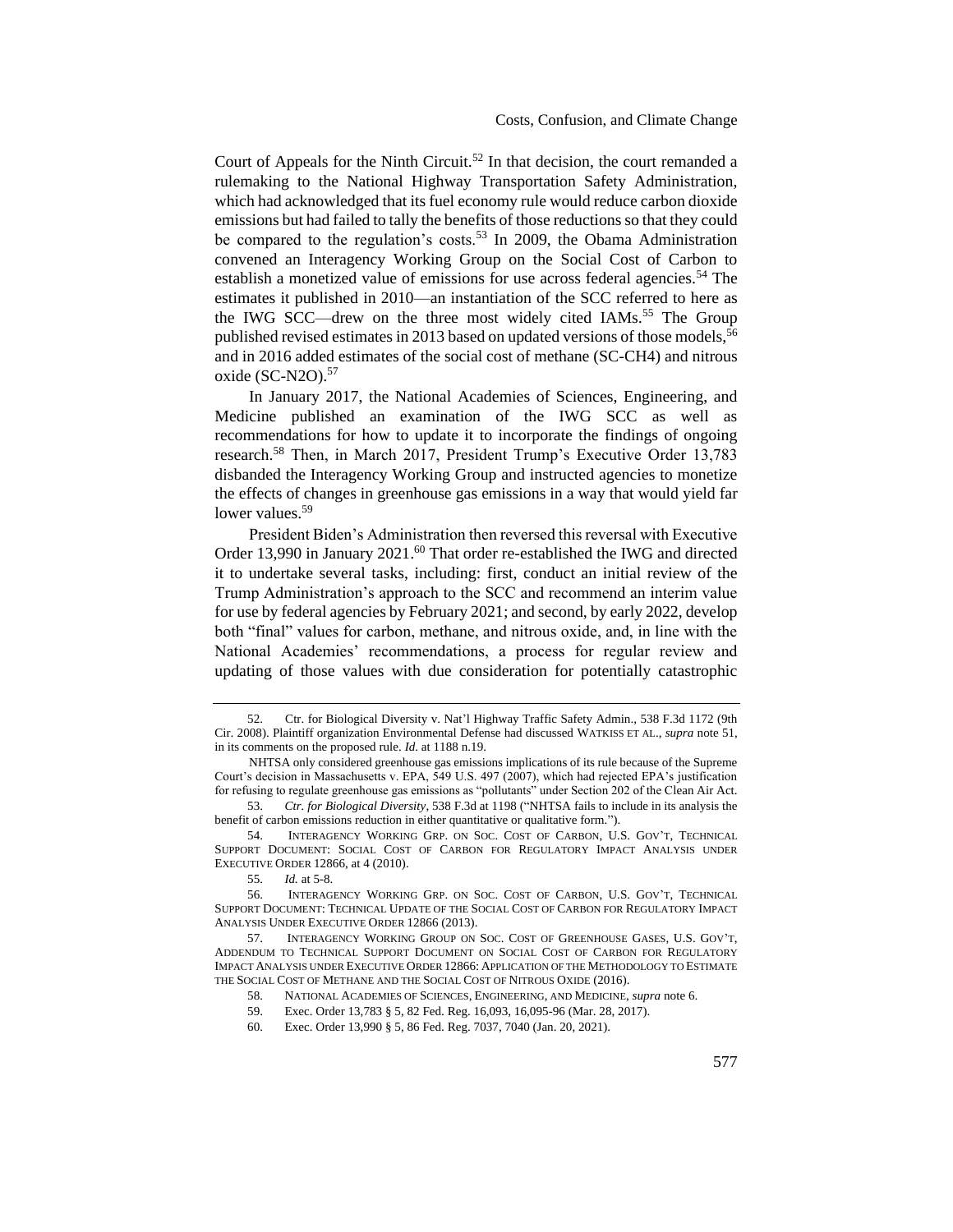Court of Appeals for the Ninth Circuit.[52] In that decision, the court remanded a rulemaking to the National Highway Transportation Safety Administration, which had acknowledged that its fuel economy rule would reduce carbon dioxide emissions but had failed to tally the benefits of those reductions so that they could be compared to the regulation's costs.[53] In 2009, the Obama Administration convened an Interagency Working Group on the Social Cost of Carbon to establish a monetized value of emissions for use across federal agencies.[54] The estimates it published in 2010—an instantiation of the SCC referred to here as the IWG SCC—drew on the three most widely cited IAMs.[55] The Group published revised estimates in 2013 based on updated versions of those models,[56] and in 2016 added estimates of the social cost of methane (SC-CH4) and nitrous oxide (SC-N2O).[57]

In January 2017, the National Academies of Sciences, Engineering, and Medicine published an examination of the IWG SCC as well as recommendations for how to update it to incorporate the findings of ongoing research.[58] Then, in March 2017, President Trump's Executive Order 13,783 disbanded the Interagency Working Group and instructed agencies to monetize the effects of changes in greenhouse gas emissions in a way that would yield far lower values.[59]

President Biden's Administration then reversed this reversal with Executive Order 13,990 in January 2021.[60] That order re-established the IWG and directed it to undertake several tasks, including: first, conduct an initial review of the Trump Administration's approach to the SCC and recommend an interim value for use by federal agencies by February 2021; and second, by early 2022, develop both "final" values for carbon, methane, and nitrous oxide, and, in line with the National Academies' recommendations, a process for regular review and updating of those values with due consideration for potentially catastrophic

---

52. Ctr. for Biological Diversity v. Nat'l Highway Traffic Safety Admin., 538 F.3d 1172 (9th Cir. 2008). Plaintiff organization Environmental Defense had discussed WATKISS ET AL., *supra* note 51, in its comments on the proposed rule. *Id.* at 1188 n.19.

NHTSA only considered greenhouse gas emissions implications of its rule because of the Supreme Court's decision in Massachusetts v. EPA, 549 U.S. 497 (2007), which had rejected EPA's justification for refusing to regulate greenhouse gas emissions as "pollutants" under Section 202 of the Clean Air Act.

53. *Ctr. for Biological Diversity*, 538 F.3d at 1198 ("NHTSA fails to include in its analysis the benefit of carbon emissions reduction in either quantitative or qualitative form.").

54. INTERAGENCY WORKING GRP. ON SOC. COST OF CARBON, U.S. GOV'T, TECHNICAL SUPPORT DOCUMENT: SOCIAL COST OF CARBON FOR REGULATORY IMPACT ANALYSIS UNDER EXECUTIVE ORDER 12866, at 4 (2010).

55. *Id.* at 5-8.

56. INTERAGENCY WORKING GRP. ON SOC. COST OF CARBON, U.S. GOV'T, TECHNICAL SUPPORT DOCUMENT: TECHNICAL UPDATE OF THE SOCIAL COST OF CARBON FOR REGULATORY IMPACT ANALYSIS UNDER EXECUTIVE ORDER 12866 (2013).

57. INTERAGENCY WORKING GROUP ON SOC. COST OF GREENHOUSE GASES, U.S. GOV'T, ADDENDUM TO TECHNICAL SUPPORT DOCUMENT ON SOCIAL COST OF CARBON FOR REGULATORY IMPACT ANALYSIS UNDER EXECUTIVE ORDER 12866: APPLICATION OF THE METHODOLOGY TO ESTIMATE THE SOCIAL COST OF METHANE AND THE SOCIAL COST OF NITROUS OXIDE (2016).

58. NATIONAL ACADEMIES OF SCIENCES, ENGINEERING, AND MEDICINE, *supra* note 6.

59. Exec. Order 13,783 § 5, 82 Fed. Reg. 16,093, 16,095-96 (Mar. 28, 2017).

60. Exec. Order 13,990 § 5, 86 Fed. Reg. 7037, 7040 (Jan. 20, 2021).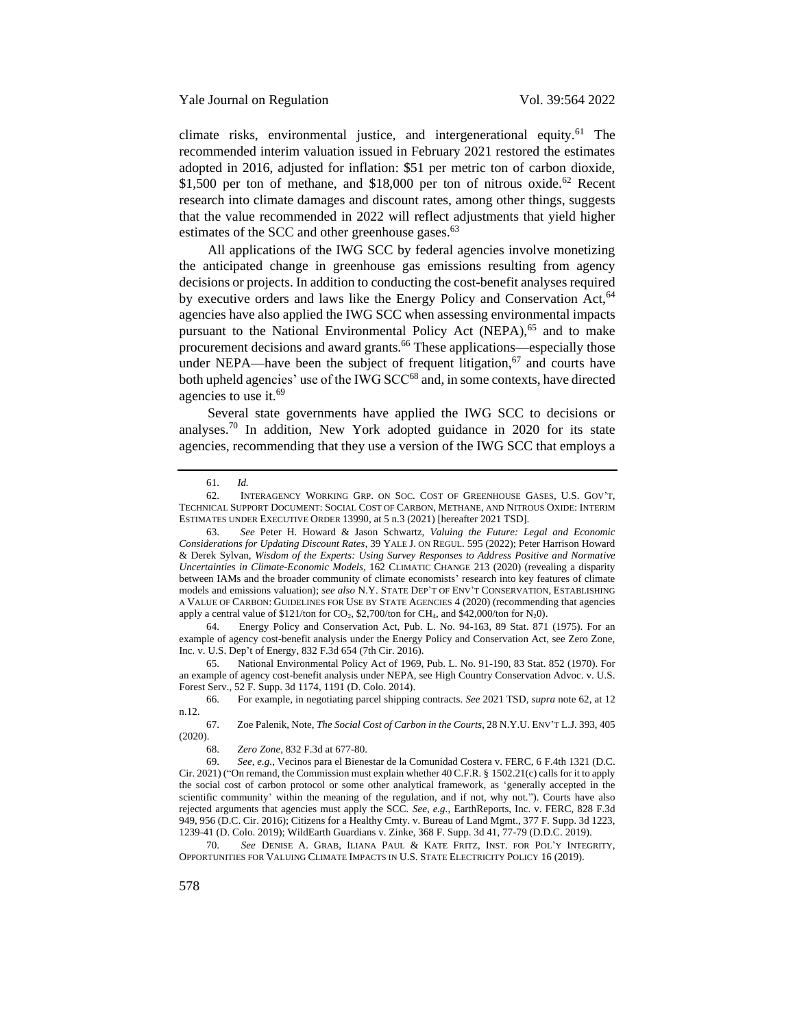climate risks, environmental justice, and intergenerational equity.[61] The recommended interim valuation issued in February 2021 restored the estimates adopted in 2016, adjusted for inflation: $51 per metric ton of carbon dioxide, $1,500 per ton of methane, and $18,000 per ton of nitrous oxide.[62] Recent research into climate damages and discount rates, among other things, suggests that the value recommended in 2022 will reflect adjustments that yield higher estimates of the SCC and other greenhouse gases.[63]

All applications of the IWG SCC by federal agencies involve monetizing the anticipated change in greenhouse gas emissions resulting from agency decisions or projects. In addition to conducting the cost-benefit analyses required by executive orders and laws like the Energy Policy and Conservation Act,[64] agencies have also applied the IWG SCC when assessing environmental impacts pursuant to the National Environmental Policy Act (NEPA),[65] and to make procurement decisions and award grants.[66] These applications—especially those under NEPA—have been the subject of frequent litigation,[67] and courts have both upheld agencies' use of the IWG SCC[68] and, in some contexts, have directed agencies to use it.[69]

Several state governments have applied the IWG SCC to decisions or analyses.[70] In addition, New York adopted guidance in 2020 for its state agencies, recommending that they use a version of the IWG SCC that employs a

---

61. *Id.*

62. INTERAGENCY WORKING GRP. ON SOC. COST OF GREENHOUSE GASES, U.S. GOV'T, TECHNICAL SUPPORT DOCUMENT: SOCIAL COST OF CARBON, METHANE, AND NITROUS OXIDE: INTERIM ESTIMATES UNDER EXECUTIVE ORDER 13990, at 5 n.3 (2021) [hereafter 2021 TSD].

63. *See* Peter H. Howard & Jason Schwartz, *Valuing the Future: Legal and Economic Considerations for Updating Discount Rates*, 39 YALE J. ON REGUL. 595 (2022); Peter Harrison Howard & Derek Sylvan, *Wisdom of the Experts: Using Survey Responses to Address Positive and Normative Uncertainties in Climate-Economic Models*, 162 CLIMATIC CHANGE 213 (2020) (revealing a disparity between IAMs and the broader community of climate economists' research into key features of climate models and emissions valuation); *see also* N.Y. STATE DEP'T OF ENV'T CONSERVATION, ESTABLISHING A VALUE OF CARBON: GUIDELINES FOR USE BY STATE AGENCIES 4 (2020) (recommending that agencies apply a central value of $121/ton for $CO_2$, $2,700/ton for $CH_4$, and $42,000/ton for $N_20$).

64. Energy Policy and Conservation Act, Pub. L. No. 94-163, 89 Stat. 871 (1975). For an example of agency cost-benefit analysis under the Energy Policy and Conservation Act, see Zero Zone, Inc. v. U.S. Dep't of Energy, 832 F.3d 654 (7th Cir. 2016).

65. National Environmental Policy Act of 1969, Pub. L. No. 91-190, 83 Stat. 852 (1970). For an example of agency cost-benefit analysis under NEPA, see High Country Conservation Advoc. v. U.S. Forest Serv., 52 F. Supp. 3d 1174, 1191 (D. Colo. 2014).

66. For example, in negotiating parcel shipping contracts. *See* 2021 TSD, *supra* note 62, at 12 n.12.

67. Zoe Palenik, Note, *The Social Cost of Carbon in the Courts*, 28 N.Y.U. ENV'T L.J. 393, 405 (2020).

68. *Zero Zone*, 832 F.3d at 677-80.

69. *See, e.g.*, Vecinos para el Bienestar de la Comunidad Costera v. FERC, 6 F.4th 1321 (D.C. Cir. 2021) ("On remand, the Commission must explain whether 40 C.F.R. § 1502.21(c) calls for it to apply the social cost of carbon protocol or some other analytical framework, as 'generally accepted in the scientific community' within the meaning of the regulation, and if not, why not."). Courts have also rejected arguments that agencies must apply the SCC. *See, e.g.*, EarthReports, Inc. v. FERC, 828 F.3d 949, 956 (D.C. Cir. 2016); Citizens for a Healthy Cmty. v. Bureau of Land Mgmt., 377 F. Supp. 3d 1223, 1239-41 (D. Colo. 2019); WildEarth Guardians v. Zinke, 368 F. Supp. 3d 41, 77-79 (D.D.C. 2019).

70. *See* DENISE A. GRAB, ILIANA PAUL & KATE FRITZ, INST. FOR POL'Y INTEGRITY, OPPORTUNITIES FOR VALUING CLIMATE IMPACTS IN U.S. STATE ELECTRICITY POLICY 16 (2019).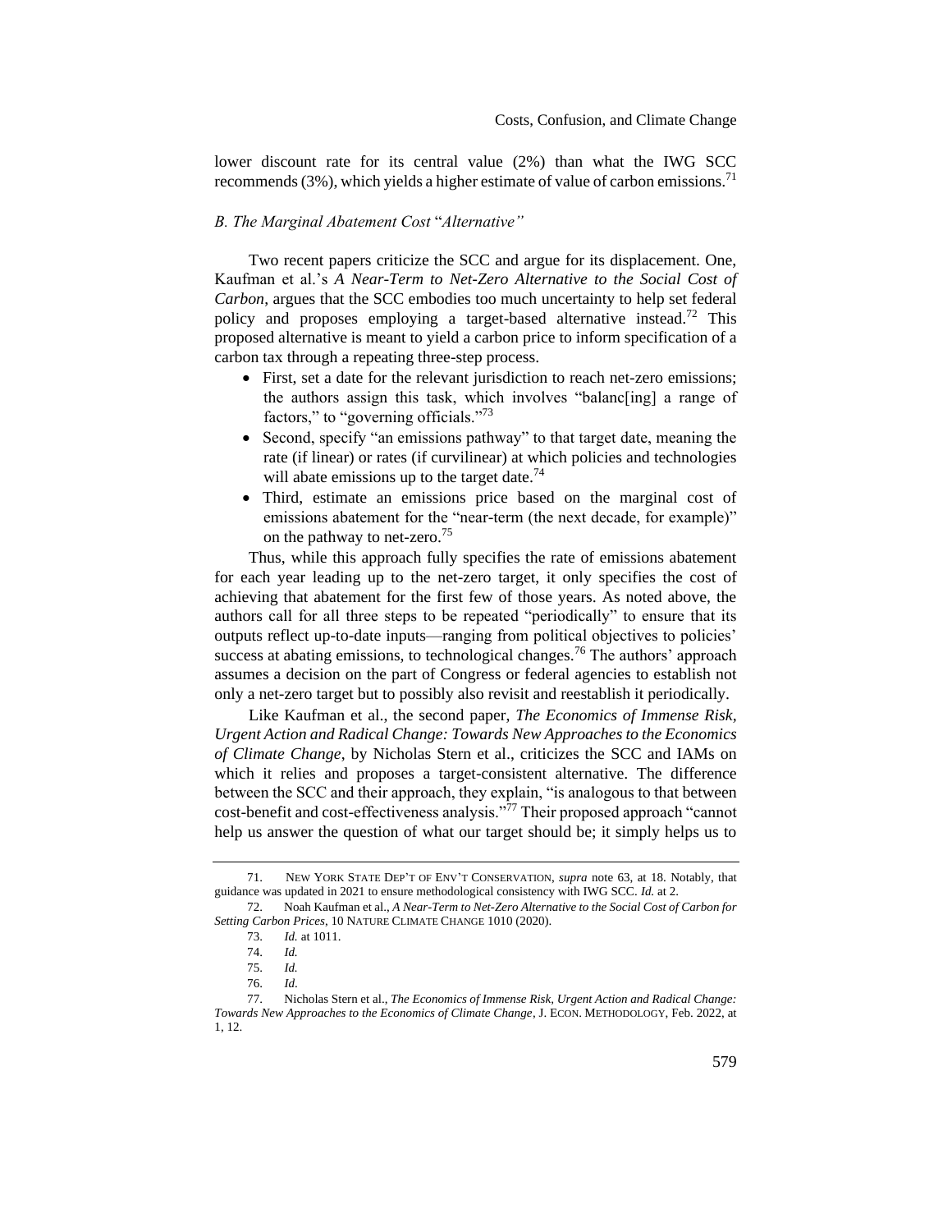lower discount rate for its central value (2%) than what the IWG SCC recommends (3%), which yields a higher estimate of value of carbon emissions.[71]

### *B. The Marginal Abatement Cost "Alternative"*

Two recent papers criticize the SCC and argue for its displacement. One, Kaufman et al.'s *A Near-Term to Net-Zero Alternative to the Social Cost of Carbon*, argues that the SCC embodies too much uncertainty to help set federal policy and proposes employing a target-based alternative instead.[72] This proposed alternative is meant to yield a carbon price to inform specification of a carbon tax through a repeating three-step process.

- First, set a date for the relevant jurisdiction to reach net-zero emissions; the authors assign this task, which involves "balanc[ing] a range of factors," to "governing officials."[73]
- Second, specify "an emissions pathway" to that target date, meaning the rate (if linear) or rates (if curvilinear) at which policies and technologies will abate emissions up to the target date.[74]
- Third, estimate an emissions price based on the marginal cost of emissions abatement for the "near-term (the next decade, for example)" on the pathway to net-zero.[75]

Thus, while this approach fully specifies the rate of emissions abatement for each year leading up to the net-zero target, it only specifies the cost of achieving that abatement for the first few of those years. As noted above, the authors call for all three steps to be repeated "periodically" to ensure that its outputs reflect up-to-date inputs—ranging from political objectives to policies' success at abating emissions, to technological changes.[76] The authors' approach assumes a decision on the part of Congress or federal agencies to establish not only a net-zero target but to possibly also revisit and reestablish it periodically.

Like Kaufman et al., the second paper, *The Economics of Immense Risk, Urgent Action and Radical Change: Towards New Approaches to the Economics of Climate Change*, by Nicholas Stern et al., criticizes the SCC and IAMs on which it relies and proposes a target-consistent alternative. The difference between the SCC and their approach, they explain, "is analogous to that between cost-benefit and cost-effectiveness analysis."[77] Their proposed approach "cannot help us answer the question of what our target should be; it simply helps us to

---

71. NEW YORK STATE DEP'T OF ENV'T CONSERVATION, *supra* note 63, at 18. Notably, that guidance was updated in 2021 to ensure methodological consistency with IWG SCC. *Id.* at 2.

72. Noah Kaufman et al., *A Near-Term to Net-Zero Alternative to the Social Cost of Carbon for Setting Carbon Prices*, 10 NATURE CLIMATE CHANGE 1010 (2020).

73. *Id.* at 1011.

74. *Id.*

75. *Id.*

76. *Id*.

77. Nicholas Stern et al., *The Economics of Immense Risk, Urgent Action and Radical Change: Towards New Approaches to the Economics of Climate Change*, J. ECON. METHODOLOGY, Feb. 2022, at 1, 12.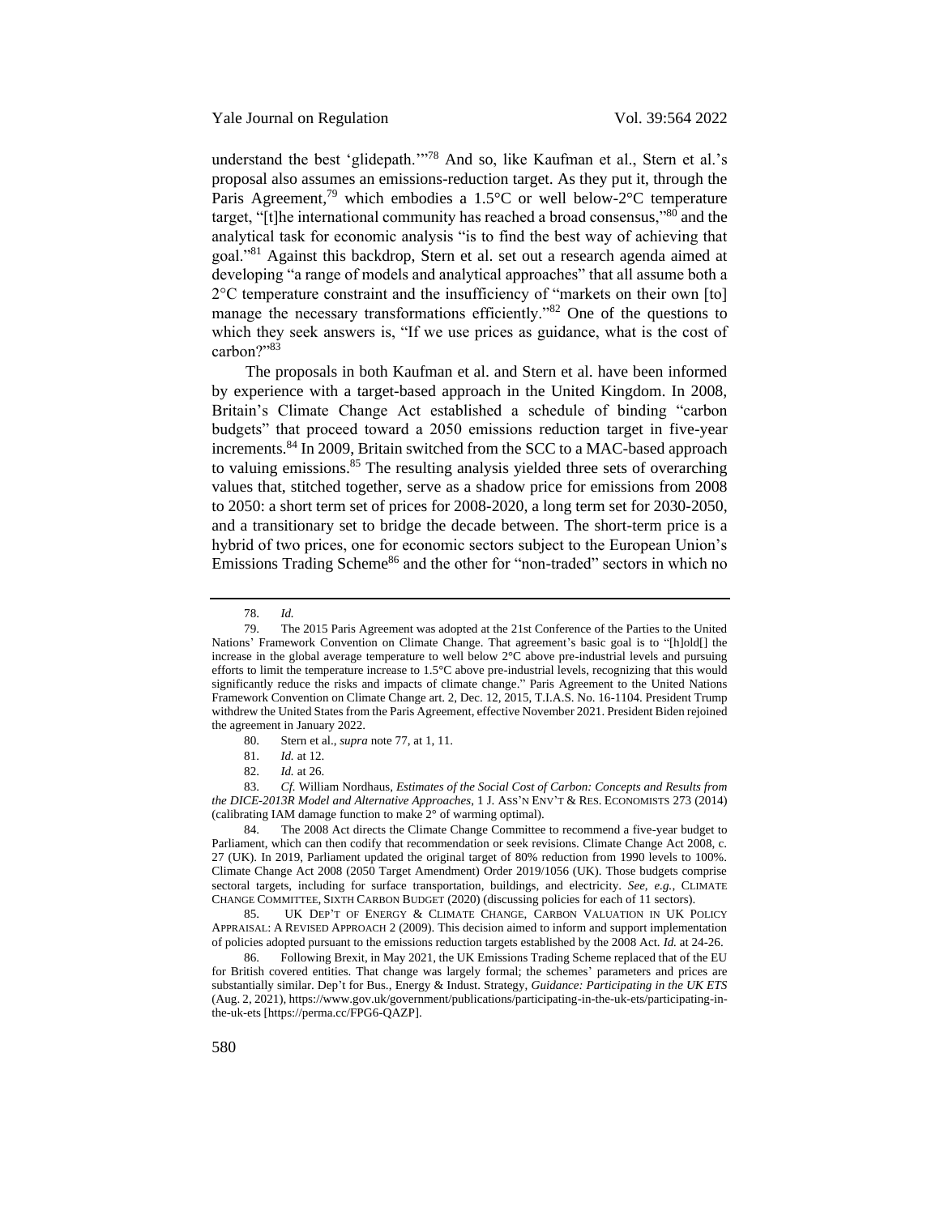understand the best 'glidepath.'"[78] And so, like Kaufman et al., Stern et al.'s proposal also assumes an emissions-reduction target. As they put it, through the Paris Agreement,[79] which embodies a 1.5°C or well below-2°C temperature target, "[t]he international community has reached a broad consensus,"[80] and the analytical task for economic analysis "is to find the best way of achieving that goal."[81] Against this backdrop, Stern et al. set out a research agenda aimed at developing "a range of models and analytical approaches" that all assume both a 2°C temperature constraint and the insufficiency of "markets on their own [to] manage the necessary transformations efficiently."[82] One of the questions to which they seek answers is, "If we use prices as guidance, what is the cost of carbon?"[83]

The proposals in both Kaufman et al. and Stern et al. have been informed by experience with a target-based approach in the United Kingdom. In 2008, Britain's Climate Change Act established a schedule of binding "carbon budgets" that proceed toward a 2050 emissions reduction target in five-year increments.[84] In 2009, Britain switched from the SCC to a MAC-based approach to valuing emissions.[85] The resulting analysis yielded three sets of overarching values that, stitched together, serve as a shadow price for emissions from 2008 to 2050: a short term set of prices for 2008-2020, a long term set for 2030-2050, and a transitionary set to bridge the decade between. The short-term price is a hybrid of two prices, one for economic sectors subject to the European Union's Emissions Trading Scheme[86] and the other for "non-traded" sectors in which no

---

78. *Id.*

79. The 2015 Paris Agreement was adopted at the 21st Conference of the Parties to the United Nations' Framework Convention on Climate Change. That agreement's basic goal is to "[h]old[] the increase in the global average temperature to well below 2°C above pre-industrial levels and pursuing efforts to limit the temperature increase to 1.5°C above pre-industrial levels, recognizing that this would significantly reduce the risks and impacts of climate change." Paris Agreement to the United Nations Framework Convention on Climate Change art. 2, Dec. 12, 2015, T.I.A.S. No. 16-1104. President Trump withdrew the United States from the Paris Agreement, effective November 2021. President Biden rejoined the agreement in January 2022.

80. Stern et al., *supra* note 77, at 1, 11.

81. *Id.* at 12.

82. *Id.* at 26.

83. *Cf.* William Nordhaus, *Estimates of the Social Cost of Carbon: Concepts and Results from the DICE-2013R Model and Alternative Approaches*, 1 J. ASS'N ENV'T & RES. ECONOMISTS 273 (2014) (calibrating IAM damage function to make 2° of warming optimal).

84. The 2008 Act directs the Climate Change Committee to recommend a five-year budget to Parliament, which can then codify that recommendation or seek revisions. Climate Change Act 2008, c. 27 (UK). In 2019, Parliament updated the original target of 80% reduction from 1990 levels to 100%. Climate Change Act 2008 (2050 Target Amendment) Order 2019/1056 (UK). Those budgets comprise sectoral targets, including for surface transportation, buildings, and electricity. *See, e.g.*, CLIMATE CHANGE COMMITTEE, SIXTH CARBON BUDGET (2020) (discussing policies for each of 11 sectors).

85. UK DEP'T OF ENERGY & CLIMATE CHANGE, CARBON VALUATION IN UK POLICY APPRAISAL: A REVISED APPROACH 2 (2009). This decision aimed to inform and support implementation of policies adopted pursuant to the emissions reduction targets established by the 2008 Act. *Id.* at 24-26.

86. Following Brexit, in May 2021, the UK Emissions Trading Scheme replaced that of the EU for British covered entities. That change was largely formal; the schemes' parameters and prices are substantially similar. Dep't for Bus., Energy & Indust. Strategy, *Guidance: Participating in the UK ETS* (Aug. 2, 2021), https://www.gov.uk/government/publications/participating-in-the-uk-ets/participating-in-the-uk-ets [https://perma.cc/FPG6-QAZP].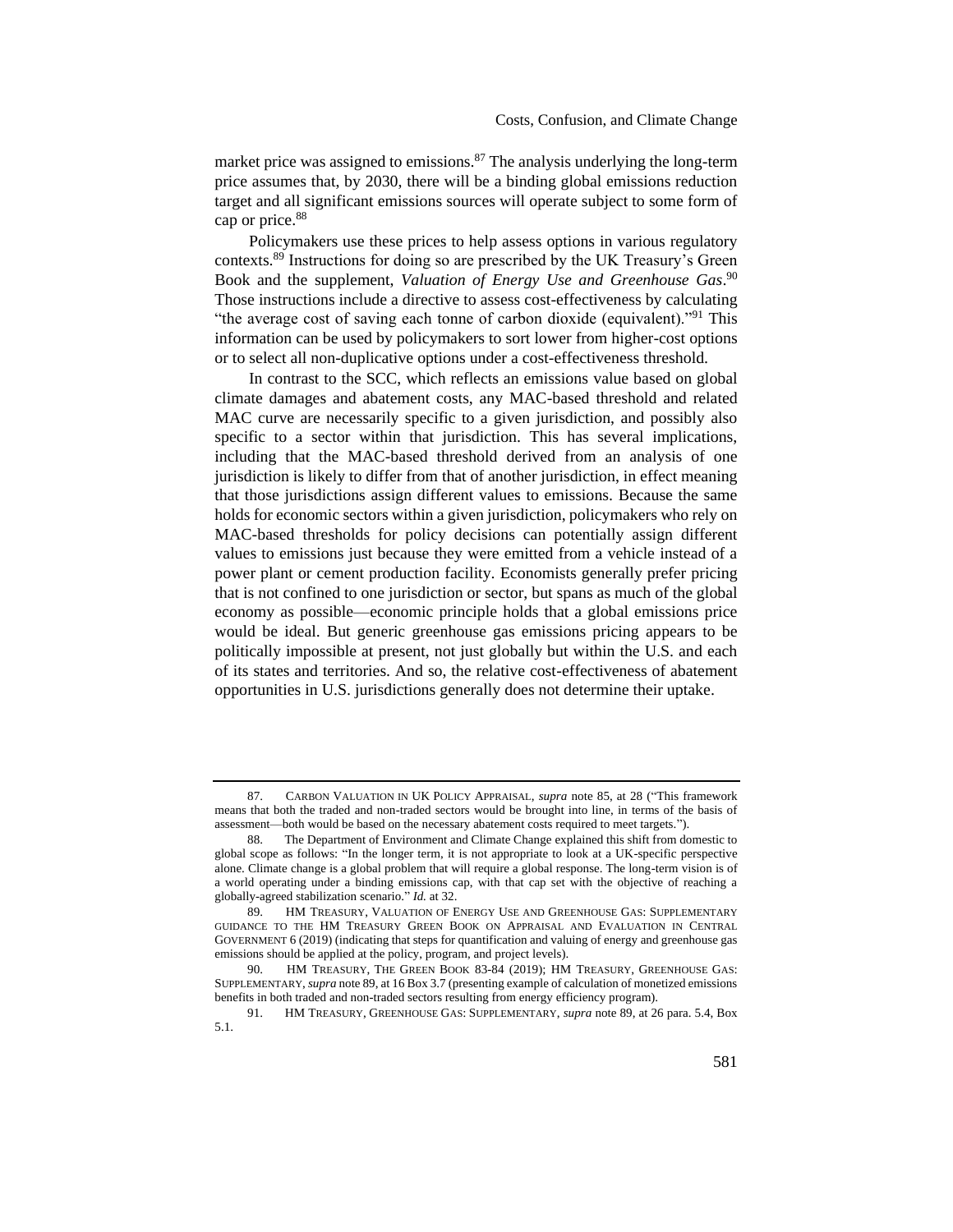market price was assigned to emissions.[87] The analysis underlying the long-term price assumes that, by 2030, there will be a binding global emissions reduction target and all significant emissions sources will operate subject to some form of cap or price.[88]

Policymakers use these prices to help assess options in various regulatory contexts.[89] Instructions for doing so are prescribed by the UK Treasury's Green Book and the supplement, *Valuation of Energy Use and Greenhouse Gas*.[90] Those instructions include a directive to assess cost-effectiveness by calculating "the average cost of saving each tonne of carbon dioxide (equivalent)."[91] This information can be used by policymakers to sort lower from higher-cost options or to select all non-duplicative options under a cost-effectiveness threshold.

In contrast to the SCC, which reflects an emissions value based on global climate damages and abatement costs, any MAC-based threshold and related MAC curve are necessarily specific to a given jurisdiction, and possibly also specific to a sector within that jurisdiction. This has several implications, including that the MAC-based threshold derived from an analysis of one jurisdiction is likely to differ from that of another jurisdiction, in effect meaning that those jurisdictions assign different values to emissions. Because the same holds for economic sectors within a given jurisdiction, policymakers who rely on MAC-based thresholds for policy decisions can potentially assign different values to emissions just because they were emitted from a vehicle instead of a power plant or cement production facility. Economists generally prefer pricing that is not confined to one jurisdiction or sector, but spans as much of the global economy as possible—economic principle holds that a global emissions price would be ideal. But generic greenhouse gas emissions pricing appears to be politically impossible at present, not just globally but within the U.S. and each of its states and territories. And so, the relative cost-effectiveness of abatement opportunities in U.S. jurisdictions generally does not determine their uptake.

---

87. CARBON VALUATION IN UK POLICY APPRAISAL, *supra* note 85, at 28 ("This framework means that both the traded and non-traded sectors would be brought into line, in terms of the basis of assessment—both would be based on the necessary abatement costs required to meet targets.").

88. The Department of Environment and Climate Change explained this shift from domestic to global scope as follows: "In the longer term, it is not appropriate to look at a UK-specific perspective alone. Climate change is a global problem that will require a global response. The long-term vision is of a world operating under a binding emissions cap, with that cap set with the objective of reaching a globally-agreed stabilization scenario." *Id.* at 32.

89. HM TREASURY, VALUATION OF ENERGY USE AND GREENHOUSE GAS: SUPPLEMENTARY GUIDANCE TO THE HM TREASURY GREEN BOOK ON APPRAISAL AND EVALUATION IN CENTRAL GOVERNMENT 6 (2019) (indicating that steps for quantification and valuing of energy and greenhouse gas emissions should be applied at the policy, program, and project levels).

90. HM TREASURY, THE GREEN BOOK 83-84 (2019); HM TREASURY, GREENHOUSE GAS: SUPPLEMENTARY, *supra* note 89, at 16 Box 3.7 (presenting example of calculation of monetized emissions benefits in both traded and non-traded sectors resulting from energy efficiency program).

91. HM TREASURY, GREENHOUSE GAS: SUPPLEMENTARY, *supra* note 89, at 26 para. 5.4, Box 5.1.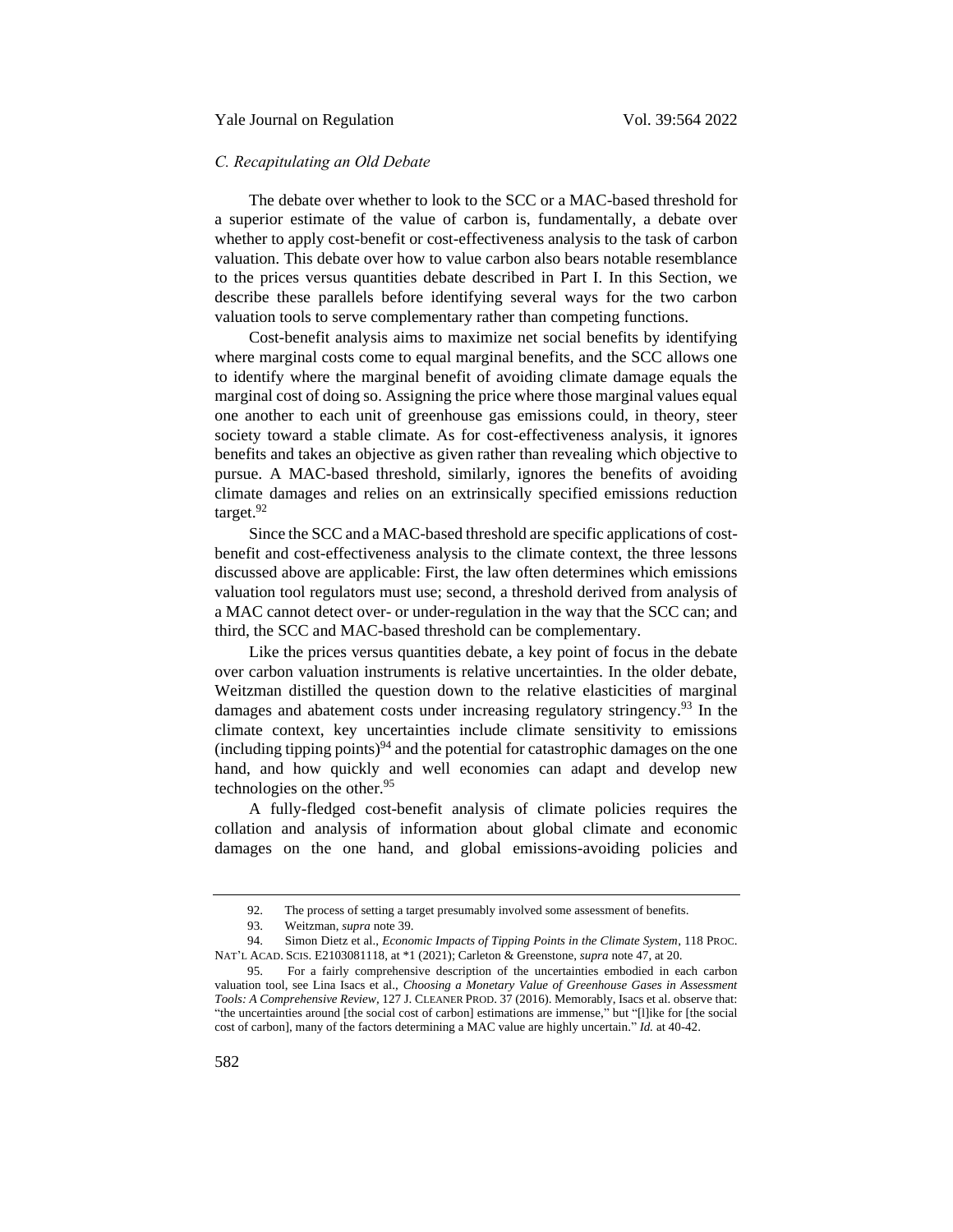### *C. Recapitulating an Old Debate*

The debate over whether to look to the SCC or a MAC-based threshold for a superior estimate of the value of carbon is, fundamentally, a debate over whether to apply cost-benefit or cost-effectiveness analysis to the task of carbon valuation. This debate over how to value carbon also bears notable resemblance to the prices versus quantities debate described in Part I. In this Section, we describe these parallels before identifying several ways for the two carbon valuation tools to serve complementary rather than competing functions.

Cost-benefit analysis aims to maximize net social benefits by identifying where marginal costs come to equal marginal benefits, and the SCC allows one to identify where the marginal benefit of avoiding climate damage equals the marginal cost of doing so. Assigning the price where those marginal values equal one another to each unit of greenhouse gas emissions could, in theory, steer society toward a stable climate. As for cost-effectiveness analysis, it ignores benefits and takes an objective as given rather than revealing which objective to pursue. A MAC-based threshold, similarly, ignores the benefits of avoiding climate damages and relies on an extrinsically specified emissions reduction target.[92]

Since the SCC and a MAC-based threshold are specific applications of cost-benefit and cost-effectiveness analysis to the climate context, the three lessons discussed above are applicable: First, the law often determines which emissions valuation tool regulators must use; second, a threshold derived from analysis of a MAC cannot detect over- or under-regulation in the way that the SCC can; and third, the SCC and MAC-based threshold can be complementary.

Like the prices versus quantities debate, a key point of focus in the debate over carbon valuation instruments is relative uncertainties. In the older debate, Weitzman distilled the question down to the relative elasticities of marginal damages and abatement costs under increasing regulatory stringency.[93] In the climate context, key uncertainties include climate sensitivity to emissions (including tipping points)[94] and the potential for catastrophic damages on the one hand, and how quickly and well economies can adapt and develop new technologies on the other.[95]

A fully-fledged cost-benefit analysis of climate policies requires the collation and analysis of information about global climate and economic damages on the one hand, and global emissions-avoiding policies and

---

92. The process of setting a target presumably involved some assessment of benefits.

93. Weitzman, *supra* note 39.

94. Simon Dietz et al., *Economic Impacts of Tipping Points in the Climate System*, 118 PROC. NAT'L ACAD. SCIS. E2103081118, at *1 (2021); Carleton & Greenstone, *supra* note 47, at 20.

95. For a fairly comprehensive description of the uncertainties embodied in each carbon valuation tool, see Lina Isacs et al., *Choosing a Monetary Value of Greenhouse Gases in Assessment Tools: A Comprehensive Review*, 127 J. CLEANER PROD. 37 (2016). Memorably, Isacs et al. observe that: "the uncertainties around [the social cost of carbon] estimations are immense," but "[l]ike for [the social cost of carbon], many of the factors determining a MAC value are highly uncertain." *Id.* at 40-42.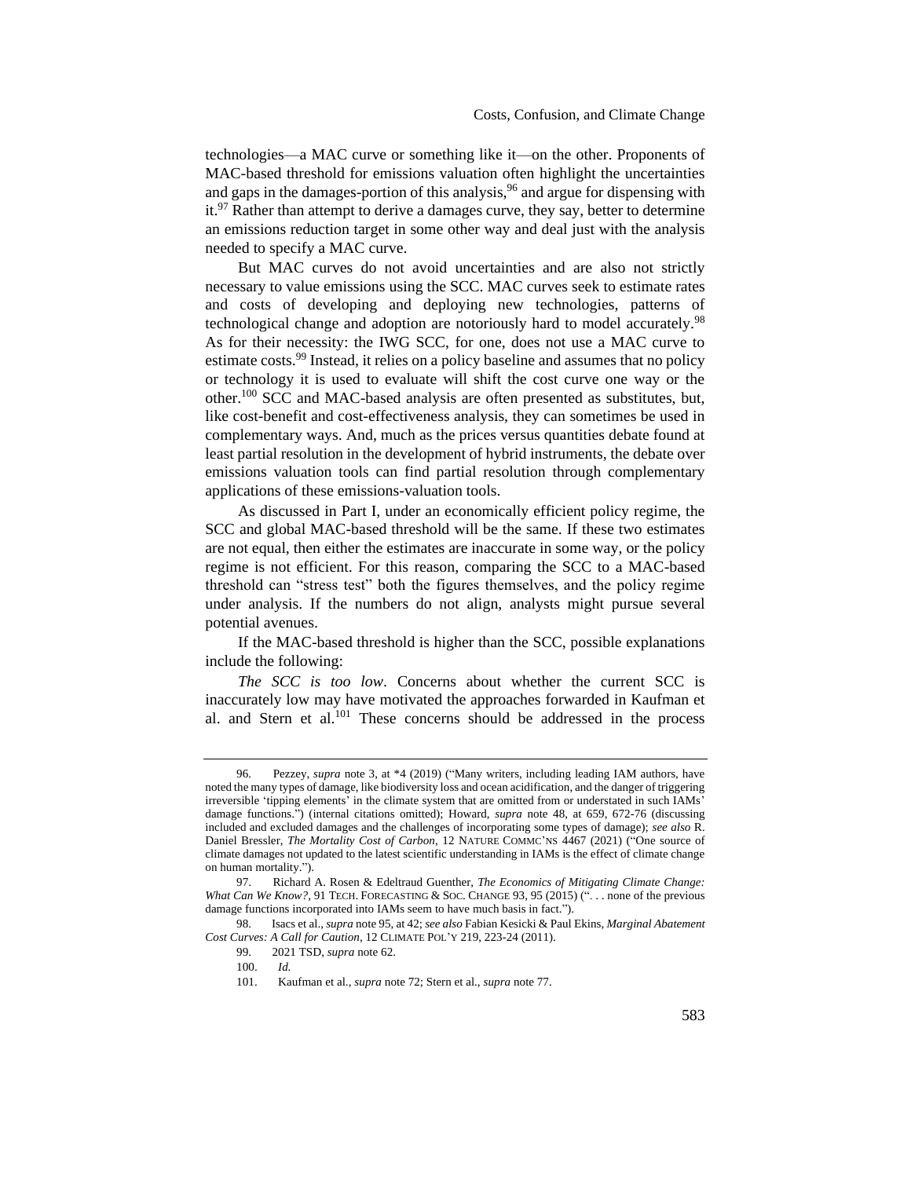technologies—a MAC curve or something like it—on the other. Proponents of MAC-based threshold for emissions valuation often highlight the uncertainties and gaps in the damages-portion of this analysis,[96] and argue for dispensing with it.[97] Rather than attempt to derive a damages curve, they say, better to determine an emissions reduction target in some other way and deal just with the analysis needed to specify a MAC curve.

But MAC curves do not avoid uncertainties and are also not strictly necessary to value emissions using the SCC. MAC curves seek to estimate rates and costs of developing and deploying new technologies, patterns of technological change and adoption are notoriously hard to model accurately.[98] As for their necessity: the IWG SCC, for one, does not use a MAC curve to estimate costs.[99] Instead, it relies on a policy baseline and assumes that no policy or technology it is used to evaluate will shift the cost curve one way or the other.[100] SCC and MAC-based analysis are often presented as substitutes, but, like cost-benefit and cost-effectiveness analysis, they can sometimes be used in complementary ways. And, much as the prices versus quantities debate found at least partial resolution in the development of hybrid instruments, the debate over emissions valuation tools can find partial resolution through complementary applications of these emissions-valuation tools.

As discussed in Part I, under an economically efficient policy regime, the SCC and global MAC-based threshold will be the same. If these two estimates are not equal, then either the estimates are inaccurate in some way, or the policy regime is not efficient. For this reason, comparing the SCC to a MAC-based threshold can "stress test" both the figures themselves, and the policy regime under analysis. If the numbers do not align, analysts might pursue several potential avenues.

If the MAC-based threshold is higher than the SCC, possible explanations include the following:

*The SCC is too low*. Concerns about whether the current SCC is inaccurately low may have motivated the approaches forwarded in Kaufman et al. and Stern et al.[101] These concerns should be addressed in the process

---

96. Pezzey, *supra* note 3, at \*4 (2019) ("Many writers, including leading IAM authors, have noted the many types of damage, like biodiversity loss and ocean acidification, and the danger of triggering irreversible 'tipping elements' in the climate system that are omitted from or understated in such IAMs' damage functions.") (internal citations omitted); Howard, *supra* note 48, at 659, 672-76 (discussing included and excluded damages and the challenges of incorporating some types of damage); *see also* R. Daniel Bressler, *The Mortality Cost of Carbon*, 12 NATURE COMMC'NS 4467 (2021) ("One source of climate damages not updated to the latest scientific understanding in IAMs is the effect of climate change on human mortality.").

97. Richard A. Rosen & Edeltraud Guenther, *The Economics of Mitigating Climate Change: What Can We Know?*, 91 TECH. FORECASTING & SOC. CHANGE 93, 95 (2015) (". . . none of the previous damage functions incorporated into IAMs seem to have much basis in fact.").

98. Isacs et al., *supra* note 95, at 42; *see also* Fabian Kesicki & Paul Ekins, *Marginal Abatement Cost Curves: A Call for Caution*, 12 CLIMATE POL'Y 219, 223-24 (2011).

99. 2021 TSD, *supra* note 62.

100. *Id.*

101. Kaufman et al., *supra* note 72; Stern et al., *supra* note 77.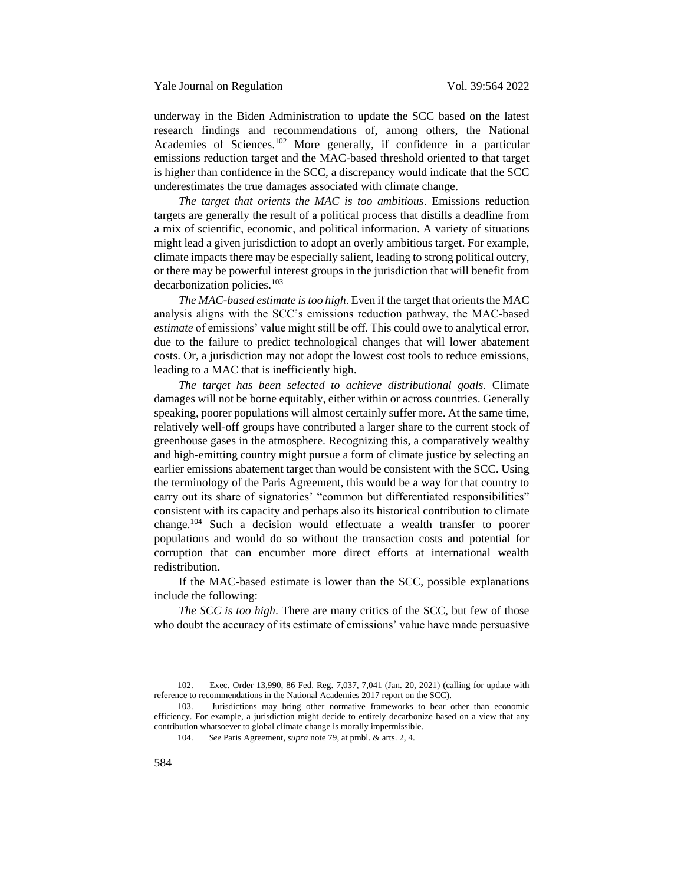underway in the Biden Administration to update the SCC based on the latest research findings and recommendations of, among others, the National Academies of Sciences.[102] More generally, if confidence in a particular emissions reduction target and the MAC-based threshold oriented to that target is higher than confidence in the SCC, a discrepancy would indicate that the SCC underestimates the true damages associated with climate change.

*The target that orients the MAC is too ambitious*. Emissions reduction targets are generally the result of a political process that distills a deadline from a mix of scientific, economic, and political information. A variety of situations might lead a given jurisdiction to adopt an overly ambitious target. For example, climate impacts there may be especially salient, leading to strong political outcry, or there may be powerful interest groups in the jurisdiction that will benefit from decarbonization policies.[103]

*The MAC-based estimate is too high*. Even if the target that orients the MAC analysis aligns with the SCC's emissions reduction pathway, the MAC-based *estimate* of emissions' value might still be off. This could owe to analytical error, due to the failure to predict technological changes that will lower abatement costs. Or, a jurisdiction may not adopt the lowest cost tools to reduce emissions, leading to a MAC that is inefficiently high.

*The target has been selected to achieve distributional goals.* Climate damages will not be borne equitably, either within or across countries. Generally speaking, poorer populations will almost certainly suffer more. At the same time, relatively well-off groups have contributed a larger share to the current stock of greenhouse gases in the atmosphere. Recognizing this, a comparatively wealthy and high-emitting country might pursue a form of climate justice by selecting an earlier emissions abatement target than would be consistent with the SCC. Using the terminology of the Paris Agreement, this would be a way for that country to carry out its share of signatories' "common but differentiated responsibilities" consistent with its capacity and perhaps also its historical contribution to climate change.[104] Such a decision would effectuate a wealth transfer to poorer populations and would do so without the transaction costs and potential for corruption that can encumber more direct efforts at international wealth redistribution.

If the MAC-based estimate is lower than the SCC, possible explanations include the following:

*The SCC is too high*. There are many critics of the SCC, but few of those who doubt the accuracy of its estimate of emissions' value have made persuasive

---

102. Exec. Order 13,990, 86 Fed. Reg. 7,037, 7,041 (Jan. 20, 2021) (calling for update with reference to recommendations in the National Academies 2017 report on the SCC).

103. Jurisdictions may bring other normative frameworks to bear other than economic efficiency. For example, a jurisdiction might decide to entirely decarbonize based on a view that any contribution whatsoever to global climate change is morally impermissible.

104. *See* Paris Agreement, *supra* note 79, at pmbl. & arts. 2, 4.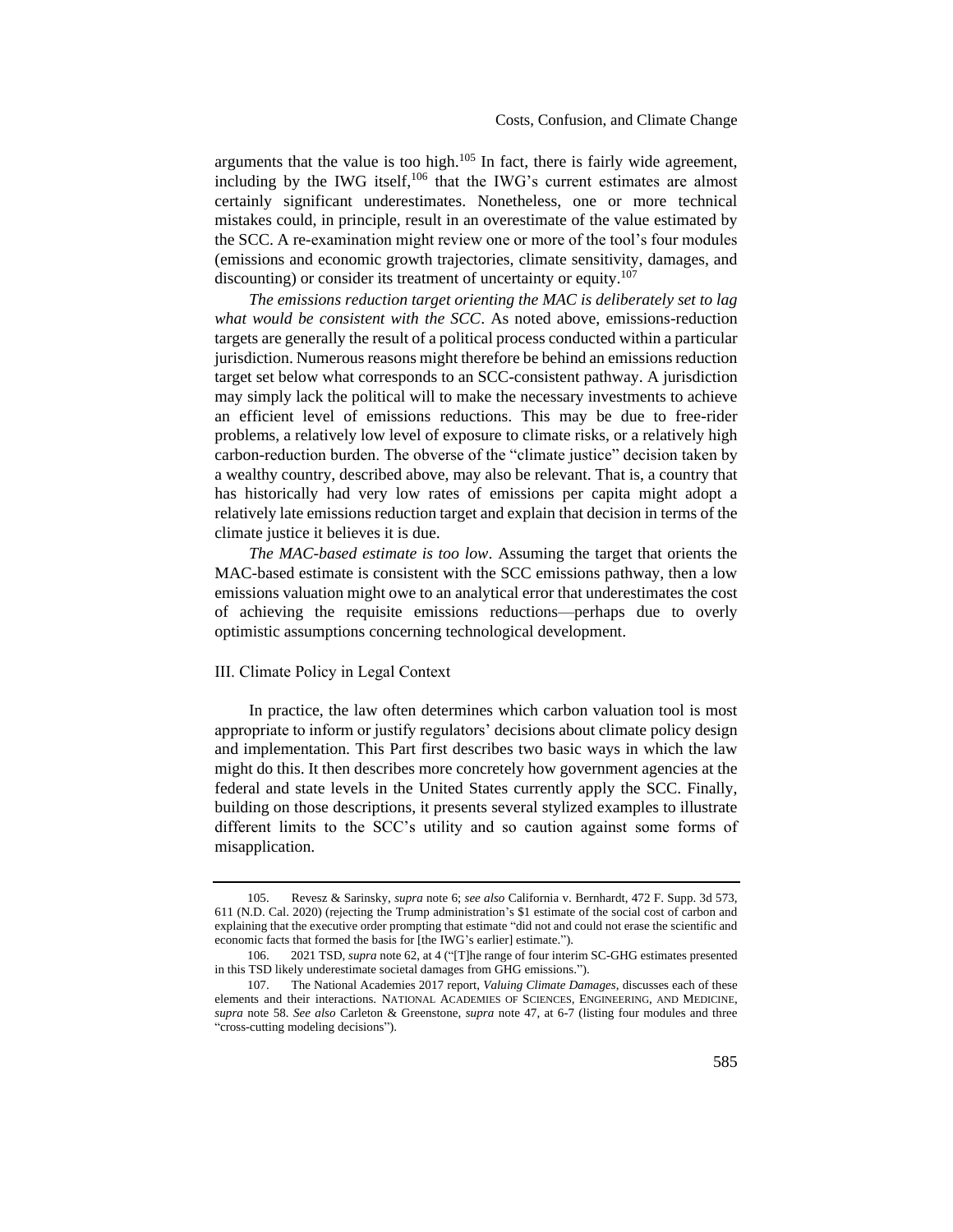arguments that the value is too high.[105] In fact, there is fairly wide agreement, including by the IWG itself,[106] that the IWG's current estimates are almost certainly significant underestimates. Nonetheless, one or more technical mistakes could, in principle, result in an overestimate of the value estimated by the SCC. A re-examination might review one or more of the tool's four modules (emissions and economic growth trajectories, climate sensitivity, damages, and discounting) or consider its treatment of uncertainty or equity.[107]

*The emissions reduction target orienting the MAC is deliberately set to lag what would be consistent with the SCC*. As noted above, emissions-reduction targets are generally the result of a political process conducted within a particular jurisdiction. Numerous reasons might therefore be behind an emissions reduction target set below what corresponds to an SCC-consistent pathway. A jurisdiction may simply lack the political will to make the necessary investments to achieve an efficient level of emissions reductions. This may be due to free-rider problems, a relatively low level of exposure to climate risks, or a relatively high carbon-reduction burden. The obverse of the "climate justice" decision taken by a wealthy country, described above, may also be relevant. That is, a country that has historically had very low rates of emissions per capita might adopt a relatively late emissions reduction target and explain that decision in terms of the climate justice it believes it is due.

*The MAC-based estimate is too low*. Assuming the target that orients the MAC-based estimate is consistent with the SCC emissions pathway, then a low emissions valuation might owe to an analytical error that underestimates the cost of achieving the requisite emissions reductions—perhaps due to overly optimistic assumptions concerning technological development.

## III. Climate Policy in Legal Context

In practice, the law often determines which carbon valuation tool is most appropriate to inform or justify regulators' decisions about climate policy design and implementation. This Part first describes two basic ways in which the law might do this. It then describes more concretely how government agencies at the federal and state levels in the United States currently apply the SCC. Finally, building on those descriptions, it presents several stylized examples to illustrate different limits to the SCC's utility and so caution against some forms of misapplication.

---

105. Revesz & Sarinsky, *supra* note 6; *see also* California v. Bernhardt, 472 F. Supp. 3d 573, 611 (N.D. Cal. 2020) (rejecting the Trump administration's $1 estimate of the social cost of carbon and explaining that the executive order prompting that estimate "did not and could not erase the scientific and economic facts that formed the basis for [the IWG's earlier] estimate.").

106. 2021 TSD, *supra* note 62, at 4 ("[T]he range of four interim SC-GHG estimates presented in this TSD likely underestimate societal damages from GHG emissions.").

107. The National Academies 2017 report, *Valuing Climate Damages*, discusses each of these elements and their interactions. NATIONAL ACADEMIES OF SCIENCES, ENGINEERING, AND MEDICINE, *supra* note 58. *See also* Carleton & Greenstone, *supra* note 47, at 6-7 (listing four modules and three "cross-cutting modeling decisions").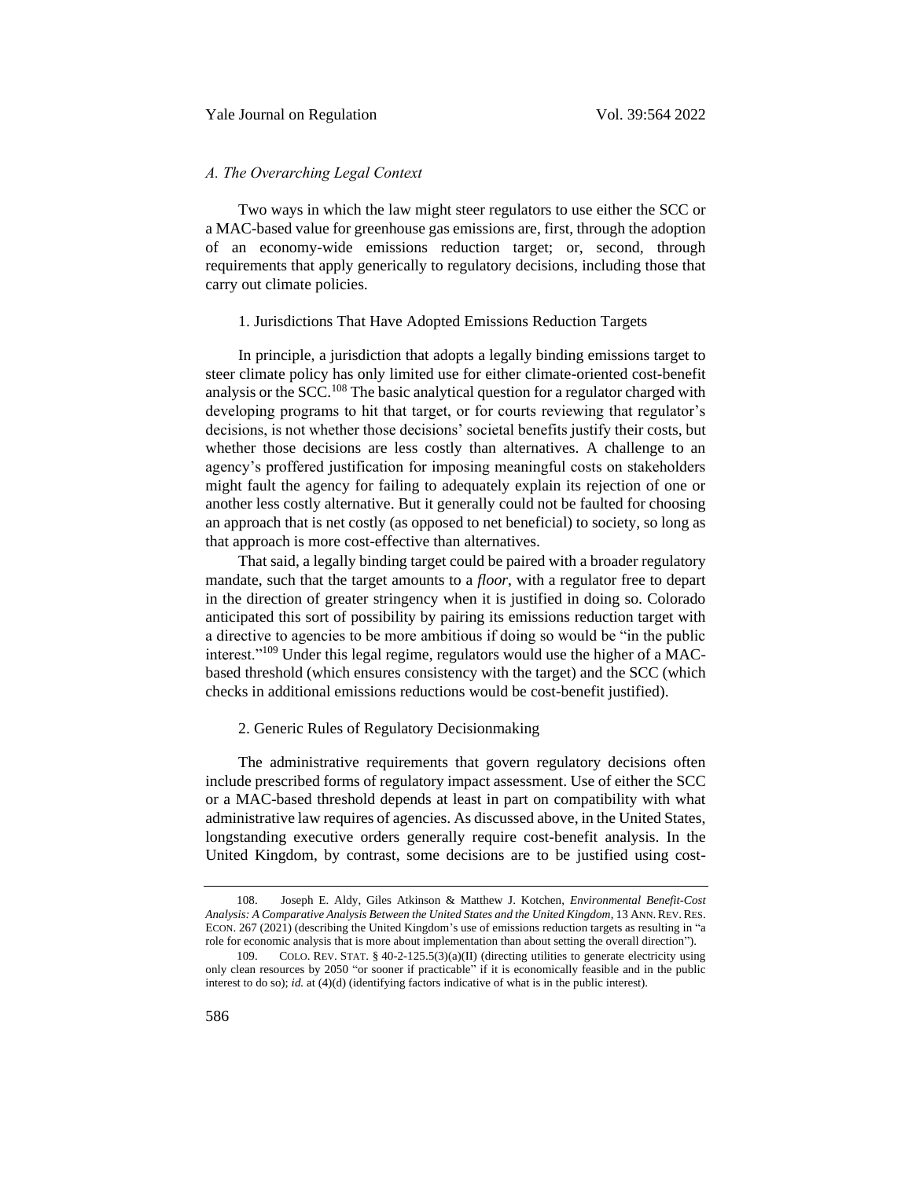### *A. The Overarching Legal Context*

Two ways in which the law might steer regulators to use either the SCC or a MAC-based value for greenhouse gas emissions are, first, through the adoption of an economy-wide emissions reduction target; or, second, through requirements that apply generically to regulatory decisions, including those that carry out climate policies.

#### 1. Jurisdictions That Have Adopted Emissions Reduction Targets

In principle, a jurisdiction that adopts a legally binding emissions target to steer climate policy has only limited use for either climate-oriented cost-benefit analysis or the SCC.[108] The basic analytical question for a regulator charged with developing programs to hit that target, or for courts reviewing that regulator's decisions, is not whether those decisions' societal benefits justify their costs, but whether those decisions are less costly than alternatives. A challenge to an agency's proffered justification for imposing meaningful costs on stakeholders might fault the agency for failing to adequately explain its rejection of one or another less costly alternative. But it generally could not be faulted for choosing an approach that is net costly (as opposed to net beneficial) to society, so long as that approach is more cost-effective than alternatives.

That said, a legally binding target could be paired with a broader regulatory mandate, such that the target amounts to a *floor*, with a regulator free to depart in the direction of greater stringency when it is justified in doing so. Colorado anticipated this sort of possibility by pairing its emissions reduction target with a directive to agencies to be more ambitious if doing so would be "in the public interest."[109] Under this legal regime, regulators would use the higher of a MAC-based threshold (which ensures consistency with the target) and the SCC (which checks in additional emissions reductions would be cost-benefit justified).

#### 2. Generic Rules of Regulatory Decisionmaking

The administrative requirements that govern regulatory decisions often include prescribed forms of regulatory impact assessment. Use of either the SCC or a MAC-based threshold depends at least in part on compatibility with what administrative law requires of agencies. As discussed above, in the United States, longstanding executive orders generally require cost-benefit analysis. In the United Kingdom, by contrast, some decisions are to be justified using cost-

---

108. Joseph E. Aldy, Giles Atkinson & Matthew J. Kotchen, *Environmental Benefit-Cost Analysis: A Comparative Analysis Between the United States and the United Kingdom*, 13 ANN. REV. RES. ECON. 267 (2021) (describing the United Kingdom's use of emissions reduction targets as resulting in "a role for economic analysis that is more about implementation than about setting the overall direction").

109. COLO. REV. STAT. § 40-2-125.5(3)(a)(II) (directing utilities to generate electricity using only clean resources by 2050 "or sooner if practicable" if it is economically feasible and in the public interest to do so); *id.* at (4)(d) (identifying factors indicative of what is in the public interest).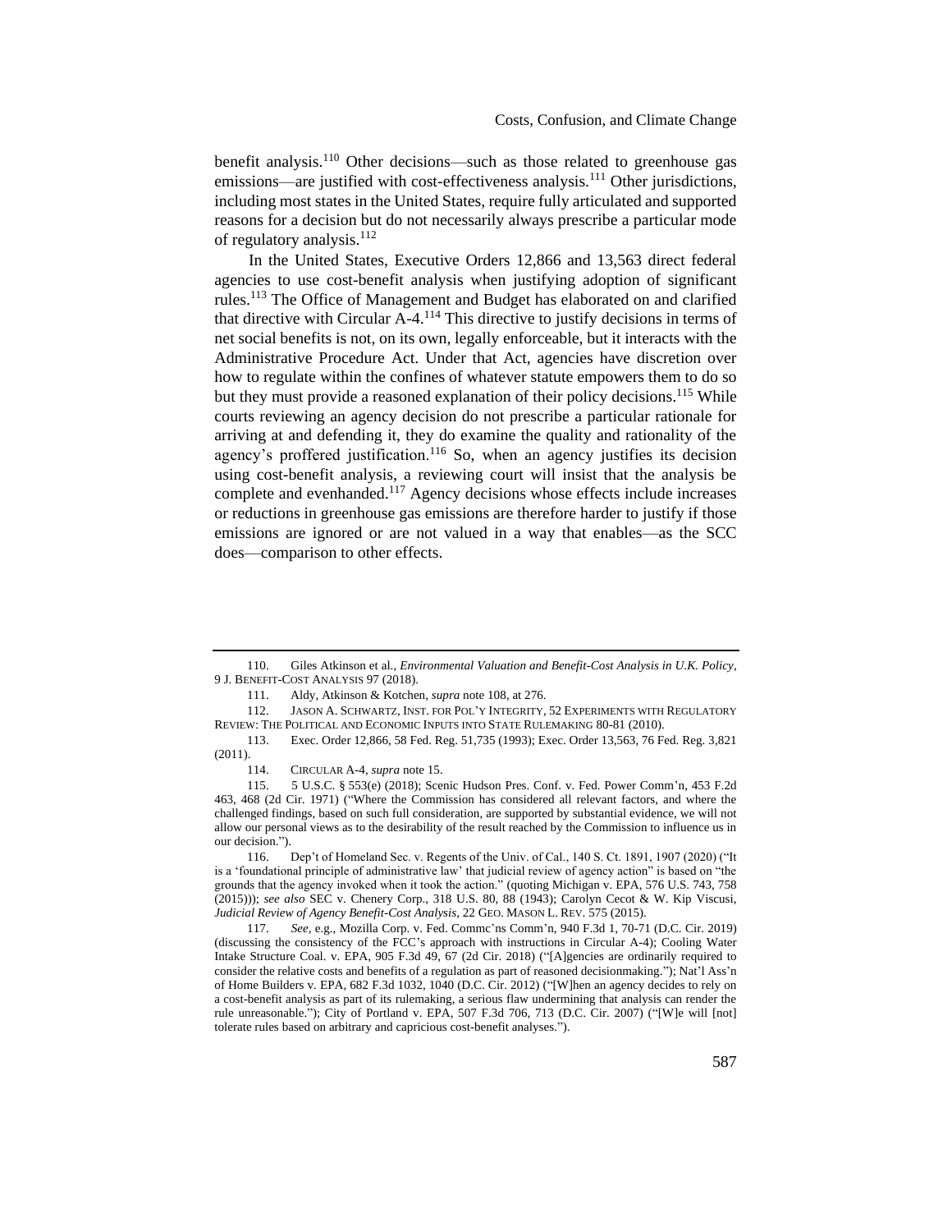benefit analysis.[110] Other decisions—such as those related to greenhouse gas emissions—are justified with cost-effectiveness analysis.[111] Other jurisdictions, including most states in the United States, require fully articulated and supported reasons for a decision but do not necessarily always prescribe a particular mode of regulatory analysis.[112]

In the United States, Executive Orders 12,866 and 13,563 direct federal agencies to use cost-benefit analysis when justifying adoption of significant rules.[113] The Office of Management and Budget has elaborated on and clarified that directive with Circular A-4.[114] This directive to justify decisions in terms of net social benefits is not, on its own, legally enforceable, but it interacts with the Administrative Procedure Act. Under that Act, agencies have discretion over how to regulate within the confines of whatever statute empowers them to do so but they must provide a reasoned explanation of their policy decisions.[115] While courts reviewing an agency decision do not prescribe a particular rationale for arriving at and defending it, they do examine the quality and rationality of the agency's proffered justification.[116] So, when an agency justifies its decision using cost-benefit analysis, a reviewing court will insist that the analysis be complete and evenhanded.[117] Agency decisions whose effects include increases or reductions in greenhouse gas emissions are therefore harder to justify if those emissions are ignored or are not valued in a way that enables—as the SCC does—comparison to other effects.

---

110. Giles Atkinson et al., *Environmental Valuation and Benefit-Cost Analysis in U.K. Policy*, 9 J. BENEFIT-COST ANALYSIS 97 (2018).

111. Aldy, Atkinson & Kotchen, *supra* note 108, at 276.

112. JASON A. SCHWARTZ, INST. FOR POL'Y INTEGRITY, 52 EXPERIMENTS WITH REGULATORY REVIEW: THE POLITICAL AND ECONOMIC INPUTS INTO STATE RULEMAKING 80-81 (2010).

113. Exec. Order 12,866, 58 Fed. Reg. 51,735 (1993); Exec. Order 13,563, 76 Fed. Reg. 3,821 (2011).

114. CIRCULAR A-4, *supra* note 15.

115. 5 U.S.C. § 553(e) (2018); Scenic Hudson Pres. Conf. v. Fed. Power Comm'n, 453 F.2d 463, 468 (2d Cir. 1971) ("Where the Commission has considered all relevant factors, and where the challenged findings, based on such full consideration, are supported by substantial evidence, we will not allow our personal views as to the desirability of the result reached by the Commission to influence us in our decision.").

116. Dep't of Homeland Sec. v. Regents of the Univ. of Cal., 140 S. Ct. 1891, 1907 (2020) ("It is a 'foundational principle of administrative law' that judicial review of agency action" is based on "the grounds that the agency invoked when it took the action." (quoting Michigan v. EPA, 576 U.S. 743, 758 (2015))); *see also* SEC v. Chenery Corp., 318 U.S. 80, 88 (1943); Carolyn Cecot & W. Kip Viscusi, *Judicial Review of Agency Benefit-Cost Analysis*, 22 GEO. MASON L. REV. 575 (2015).

117. *See, e.g.*, Mozilla Corp. v. Fed. Commc'ns Comm'n, 940 F.3d 1, 70-71 (D.C. Cir. 2019) (discussing the consistency of the FCC's approach with instructions in Circular A-4); Cooling Water Intake Structure Coal. v. EPA, 905 F.3d 49, 67 (2d Cir. 2018) ("[A]gencies are ordinarily required to consider the relative costs and benefits of a regulation as part of reasoned decisionmaking."); Nat'l Ass'n of Home Builders v. EPA, 682 F.3d 1032, 1040 (D.C. Cir. 2012) ("[W]hen an agency decides to rely on a cost-benefit analysis as part of its rulemaking, a serious flaw undermining that analysis can render the rule unreasonable."); City of Portland v. EPA, 507 F.3d 706, 713 (D.C. Cir. 2007) ("[W]e will [not] tolerate rules based on arbitrary and capricious cost-benefit analyses.").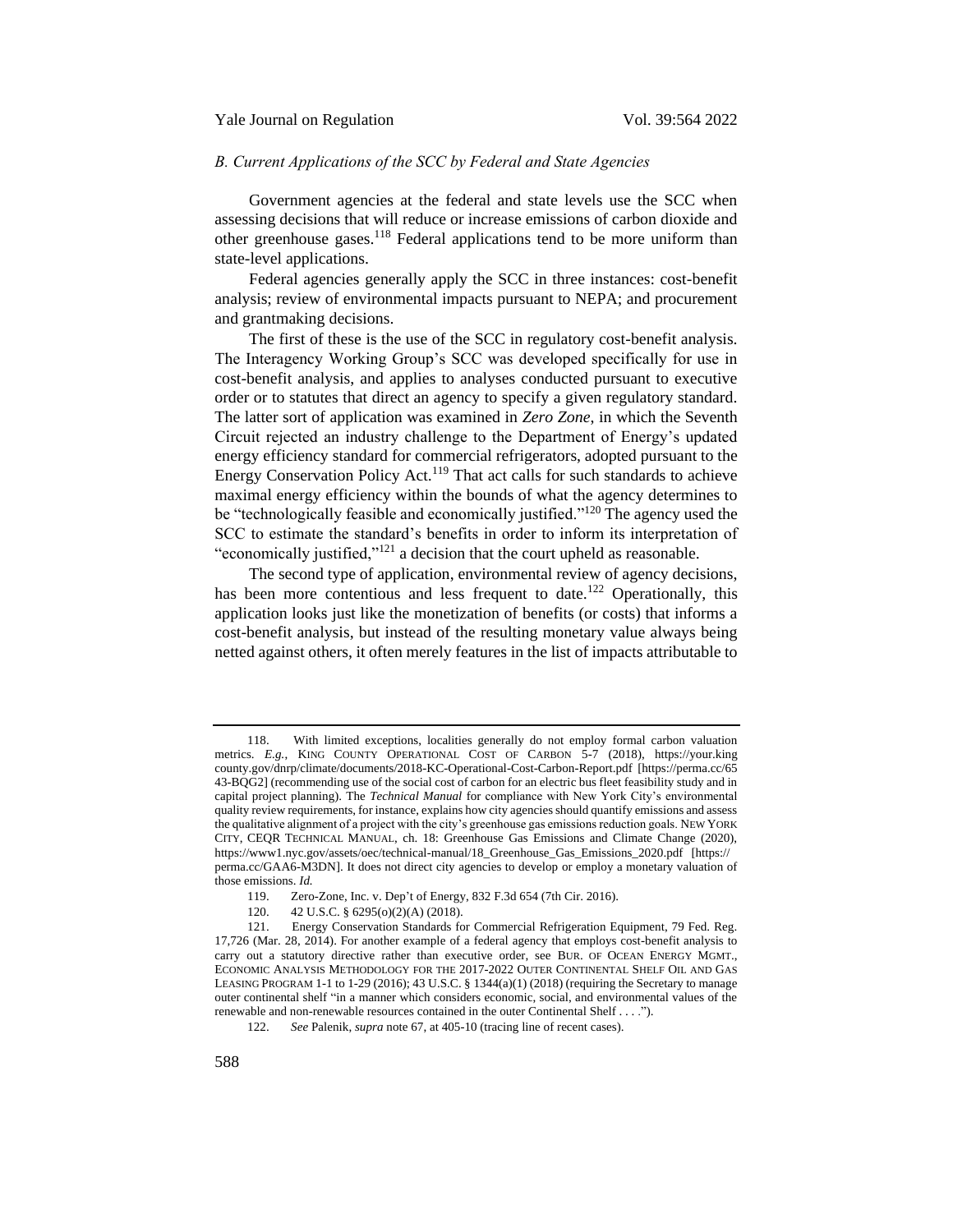### *B. Current Applications of the SCC by Federal and State Agencies*

Government agencies at the federal and state levels use the SCC when assessing decisions that will reduce or increase emissions of carbon dioxide and other greenhouse gases.[118] Federal applications tend to be more uniform than state-level applications.

Federal agencies generally apply the SCC in three instances: cost-benefit analysis; review of environmental impacts pursuant to NEPA; and procurement and grantmaking decisions.

The first of these is the use of the SCC in regulatory cost-benefit analysis. The Interagency Working Group's SCC was developed specifically for use in cost-benefit analysis, and applies to analyses conducted pursuant to executive order or to statutes that direct an agency to specify a given regulatory standard. The latter sort of application was examined in *Zero Zone*, in which the Seventh Circuit rejected an industry challenge to the Department of Energy's updated energy efficiency standard for commercial refrigerators, adopted pursuant to the Energy Conservation Policy Act.[119] That act calls for such standards to achieve maximal energy efficiency within the bounds of what the agency determines to be "technologically feasible and economically justified."[120] The agency used the SCC to estimate the standard's benefits in order to inform its interpretation of "economically justified,"[121] a decision that the court upheld as reasonable.

The second type of application, environmental review of agency decisions, has been more contentious and less frequent to date.[122] Operationally, this application looks just like the monetization of benefits (or costs) that informs a cost-benefit analysis, but instead of the resulting monetary value always being netted against others, it often merely features in the list of impacts attributable to

---

118. With limited exceptions, localities generally do not employ formal carbon valuation metrics. *E.g.*, KING COUNTY OPERATIONAL COST OF CARBON 5-7 (2018), https://your.kingcounty.gov/dnrp/climate/documents/2018-KC-Operational-Cost-Carbon-Report.pdf [https://perma.cc/6543-BQG2] (recommending use of the social cost of carbon for an electric bus fleet feasibility study and in capital project planning). The *Technical Manual* for compliance with New York City's environmental quality review requirements, for instance, explains how city agencies should quantify emissions and assess the qualitative alignment of a project with the city's greenhouse gas emissions reduction goals. NEW YORK CITY, CEQR TECHNICAL MANUAL, ch. 18: Greenhouse Gas Emissions and Climate Change (2020), https://www1.nyc.gov/assets/oec/technical-manual/18_Greenhouse_Gas_Emissions_2020.pdf [https://perma.cc/GAA6-M3DN]. It does not direct city agencies to develop or employ a monetary valuation of those emissions. *Id.*

119. Zero-Zone, Inc. v. Dep't of Energy, 832 F.3d 654 (7th Cir. 2016).

120. 42 U.S.C. § 6295(o)(2)(A) (2018).

121. Energy Conservation Standards for Commercial Refrigeration Equipment, 79 Fed. Reg. 17,726 (Mar. 28, 2014). For another example of a federal agency that employs cost-benefit analysis to carry out a statutory directive rather than executive order, see BUR. OF OCEAN ENERGY MGMT., ECONOMIC ANALYSIS METHODOLOGY FOR THE 2017-2022 OUTER CONTINENTAL SHELF OIL AND GAS LEASING PROGRAM 1-1 to 1-29 (2016); 43 U.S.C. § 1344(a)(1) (2018) (requiring the Secretary to manage outer continental shelf "in a manner which considers economic, social, and environmental values of the renewable and non-renewable resources contained in the outer Continental Shelf . . . .").

122. *See* Palenik, *supra* note 67, at 405-10 (tracing line of recent cases).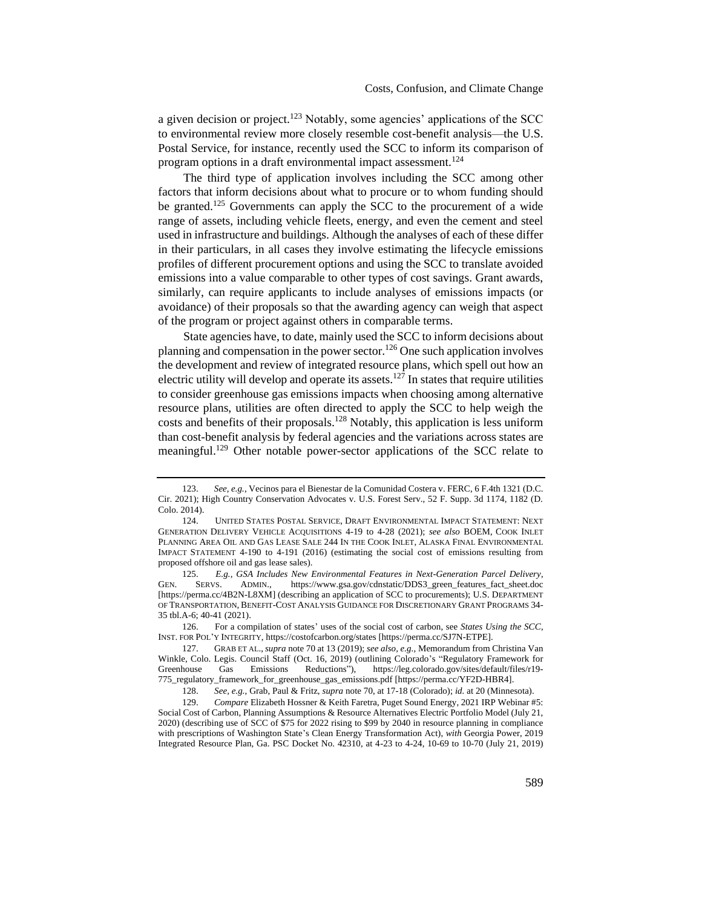a given decision or project.[123] Notably, some agencies' applications of the SCC to environmental review more closely resemble cost-benefit analysis—the U.S. Postal Service, for instance, recently used the SCC to inform its comparison of program options in a draft environmental impact assessment.[124]

The third type of application involves including the SCC among other factors that inform decisions about what to procure or to whom funding should be granted.[125] Governments can apply the SCC to the procurement of a wide range of assets, including vehicle fleets, energy, and even the cement and steel used in infrastructure and buildings. Although the analyses of each of these differ in their particulars, in all cases they involve estimating the lifecycle emissions profiles of different procurement options and using the SCC to translate avoided emissions into a value comparable to other types of cost savings. Grant awards, similarly, can require applicants to include analyses of emissions impacts (or avoidance) of their proposals so that the awarding agency can weigh that aspect of the program or project against others in comparable terms.

State agencies have, to date, mainly used the SCC to inform decisions about planning and compensation in the power sector.[126] One such application involves the development and review of integrated resource plans, which spell out how an electric utility will develop and operate its assets.[127] In states that require utilities to consider greenhouse gas emissions impacts when choosing among alternative resource plans, utilities are often directed to apply the SCC to help weigh the costs and benefits of their proposals.[128] Notably, this application is less uniform than cost-benefit analysis by federal agencies and the variations across states are meaningful.[129] Other notable power-sector applications of the SCC relate to

---

123. *See, e.g.*, Vecinos para el Bienestar de la Comunidad Costera v. FERC, 6 F.4th 1321 (D.C. Cir. 2021); High Country Conservation Advocates v. U.S. Forest Serv., 52 F. Supp. 3d 1174, 1182 (D. Colo. 2014).

124. UNITED STATES POSTAL SERVICE, DRAFT ENVIRONMENTAL IMPACT STATEMENT: NEXT GENERATION DELIVERY VEHICLE ACQUISITIONS 4-19 to 4-28 (2021); *see also* BOEM, COOK INLET PLANNING AREA OIL AND GAS LEASE SALE 244 IN THE COOK INLET, ALASKA FINAL ENVIRONMENTAL IMPACT STATEMENT 4-190 to 4-191 (2016) (estimating the social cost of emissions resulting from proposed offshore oil and gas lease sales).

125. *E.g.*, *GSA Includes New Environmental Features in Next-Generation Parcel Delivery*, GEN. SERVS. ADMIN., https://www.gsa.gov/cdnstatic/DDS3_green_features_fact_sheet.doc [https://perma.cc/4B2N-L8XM] (describing an application of SCC to procurements); U.S. DEPARTMENT OF TRANSPORTATION, BENEFIT-COST ANALYSIS GUIDANCE FOR DISCRETIONARY GRANT PROGRAMS 34-35 tbl.A-6; 40-41 (2021).

126. For a compilation of states' uses of the social cost of carbon, see *States Using the SCC*, INST. FOR POL'Y INTEGRITY, https://costofcarbon.org/states [https://perma.cc/SJ7N-ETPE].

127. GRAB ET AL., *supra* note 70 at 13 (2019); *see also, e.g.*, Memorandum from Christina Van Winkle, Colo. Legis. Council Staff (Oct. 16, 2019) (outlining Colorado's "Regulatory Framework for Greenhouse Gas Emissions Reductions"), https://leg.colorado.gov/sites/default/files/r19-775_regulatory_framework_for_greenhouse_gas_emissions.pdf [https://perma.cc/YF2D-HBR4].

128. *See, e.g.*, Grab, Paul & Fritz, *supra* note 70, at 17-18 (Colorado); *id.* at 20 (Minnesota).

129. *Compare* Elizabeth Hossner & Keith Faretra, Puget Sound Energy, 2021 IRP Webinar #5: Social Cost of Carbon, Planning Assumptions & Resource Alternatives Electric Portfolio Model (July 21, 2020) (describing use of SCC of $75 for 2022 rising to $99 by 2040 in resource planning in compliance with prescriptions of Washington State's Clean Energy Transformation Act), *with* Georgia Power, 2019 Integrated Resource Plan, Ga. PSC Docket No. 42310, at 4-23 to 4-24, 10-69 to 10-70 (July 21, 2019)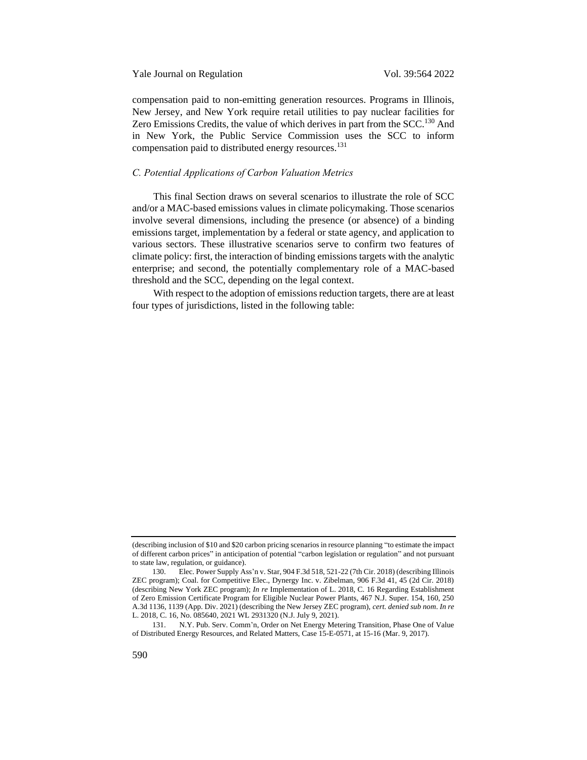compensation paid to non-emitting generation resources. Programs in Illinois, New Jersey, and New York require retail utilities to pay nuclear facilities for Zero Emissions Credits, the value of which derives in part from the SCC.[130] And in New York, the Public Service Commission uses the SCC to inform compensation paid to distributed energy resources.[131]

### *C. Potential Applications of Carbon Valuation Metrics*

This final Section draws on several scenarios to illustrate the role of SCC and/or a MAC-based emissions values in climate policymaking. Those scenarios involve several dimensions, including the presence (or absence) of a binding emissions target, implementation by a federal or state agency, and application to various sectors. These illustrative scenarios serve to confirm two features of climate policy: first, the interaction of binding emissions targets with the analytic enterprise; and second, the potentially complementary role of a MAC-based threshold and the SCC, depending on the legal context.

With respect to the adoption of emissions reduction targets, there are at least four types of jurisdictions, listed in the following table:

---

(describing inclusion of $10 and $20 carbon pricing scenarios in resource planning "to estimate the impact of different carbon prices" in anticipation of potential "carbon legislation or regulation" and not pursuant to state law, regulation, or guidance).

130. Elec. Power Supply Ass'n v. Star, 904 F.3d 518, 521-22 (7th Cir. 2018) (describing Illinois ZEC program); Coal. for Competitive Elec., Dynergy Inc. v. Zibelman, 906 F.3d 41, 45 (2d Cir. 2018) (describing New York ZEC program); *In re* Implementation of L. 2018, C. 16 Regarding Establishment of Zero Emission Certificate Program for Eligible Nuclear Power Plants, 467 N.J. Super. 154, 160, 250 A.3d 1136, 1139 (App. Div. 2021) (describing the New Jersey ZEC program), *cert. denied sub nom*. *In re* L. 2018, C. 16, No. 085640, 2021 WL 2931320 (N.J. July 9, 2021).

131. N.Y. Pub. Serv. Comm'n, Order on Net Energy Metering Transition, Phase One of Value of Distributed Energy Resources, and Related Matters, Case 15-E-0571, at 15-16 (Mar. 9, 2017).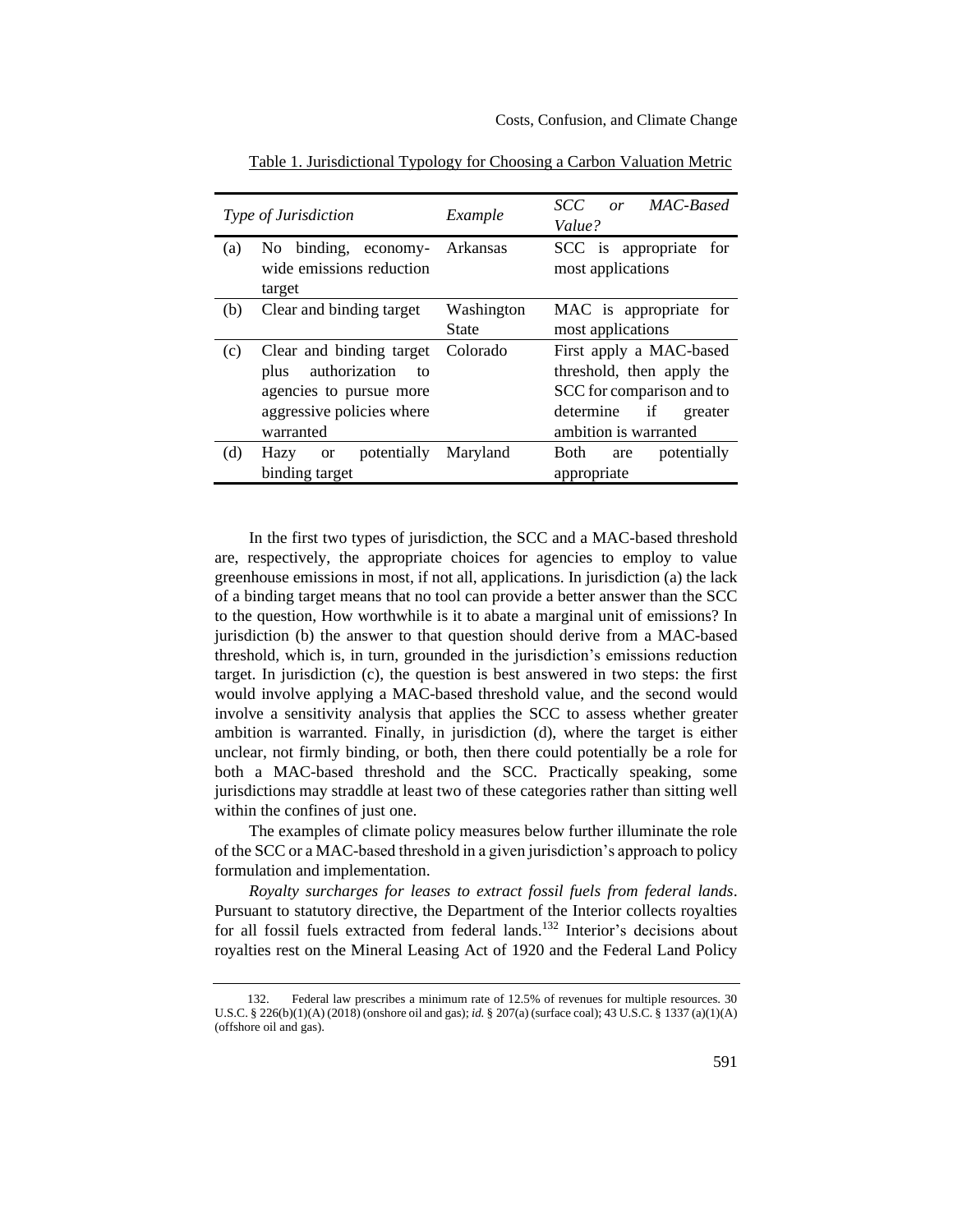Table 1. Jurisdictional Typology for Choosing a Carbon Valuation Metric

| | *Type of Jurisdiction* | *Example* | *SCC or MAC-Based Value?* |
|---|---|---|---|
| (a) | No binding, economy-wide emissions reduction target | Arkansas | SCC is appropriate for most applications |
| (b) | Clear and binding target | Washington State | MAC is appropriate for most applications |
| (c) | Clear and binding target plus authorization to agencies to pursue more aggressive policies where warranted | Colorado | First apply a MAC-based threshold, then apply the SCC for comparison and to determine if greater ambition is warranted |
| (d) | Hazy or potentially binding target | Maryland | Both are potentially appropriate |

In the first two types of jurisdiction, the SCC and a MAC-based threshold are, respectively, the appropriate choices for agencies to employ to value greenhouse emissions in most, if not all, applications. In jurisdiction (a) the lack of a binding target means that no tool can provide a better answer than the SCC to the question, How worthwhile is it to abate a marginal unit of emissions? In jurisdiction (b) the answer to that question should derive from a MAC-based threshold, which is, in turn, grounded in the jurisdiction's emissions reduction target. In jurisdiction (c), the question is best answered in two steps: the first would involve applying a MAC-based threshold value, and the second would involve a sensitivity analysis that applies the SCC to assess whether greater ambition is warranted. Finally, in jurisdiction (d), where the target is either unclear, not firmly binding, or both, then there could potentially be a role for both a MAC-based threshold and the SCC. Practically speaking, some jurisdictions may straddle at least two of these categories rather than sitting well within the confines of just one.

The examples of climate policy measures below further illuminate the role of the SCC or a MAC-based threshold in a given jurisdiction's approach to policy formulation and implementation.

*Royalty surcharges for leases to extract fossil fuels from federal lands*. Pursuant to statutory directive, the Department of the Interior collects royalties for all fossil fuels extracted from federal lands.[132] Interior's decisions about royalties rest on the Mineral Leasing Act of 1920 and the Federal Land Policy

132. Federal law prescribes a minimum rate of 12.5% of revenues for multiple resources. 30 U.S.C. § 226(b)(1)(A) (2018) (onshore oil and gas); *id.* § 207(a) (surface coal); 43 U.S.C. § 1337 (a)(1)(A) (offshore oil and gas).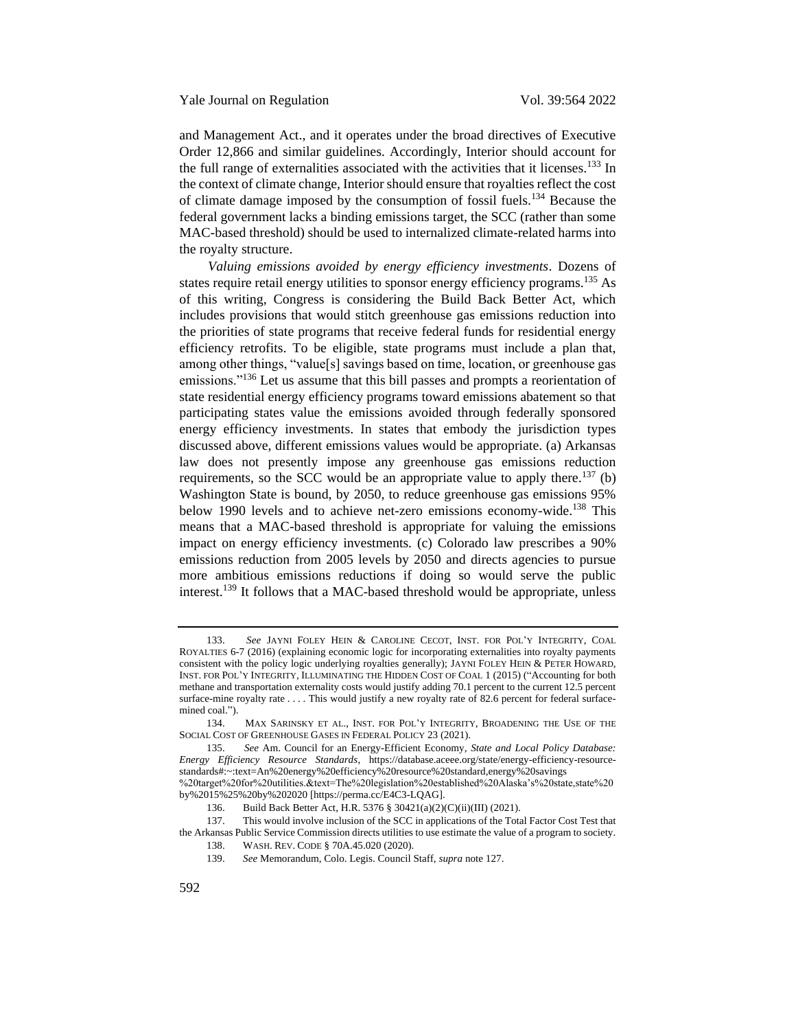and Management Act., and it operates under the broad directives of Executive Order 12,866 and similar guidelines. Accordingly, Interior should account for the full range of externalities associated with the activities that it licenses.[133] In the context of climate change, Interior should ensure that royalties reflect the cost of climate damage imposed by the consumption of fossil fuels.[134] Because the federal government lacks a binding emissions target, the SCC (rather than some MAC-based threshold) should be used to internalized climate-related harms into the royalty structure.

*Valuing emissions avoided by energy efficiency investments*. Dozens of states require retail energy utilities to sponsor energy efficiency programs.[135] As of this writing, Congress is considering the Build Back Better Act, which includes provisions that would stitch greenhouse gas emissions reduction into the priorities of state programs that receive federal funds for residential energy efficiency retrofits. To be eligible, state programs must include a plan that, among other things, "value[s] savings based on time, location, or greenhouse gas emissions."[136] Let us assume that this bill passes and prompts a reorientation of state residential energy efficiency programs toward emissions abatement so that participating states value the emissions avoided through federally sponsored energy efficiency investments. In states that embody the jurisdiction types discussed above, different emissions values would be appropriate. (a) Arkansas law does not presently impose any greenhouse gas emissions reduction requirements, so the SCC would be an appropriate value to apply there.[137] (b) Washington State is bound, by 2050, to reduce greenhouse gas emissions 95% below 1990 levels and to achieve net-zero emissions economy-wide.[138] This means that a MAC-based threshold is appropriate for valuing the emissions impact on energy efficiency investments. (c) Colorado law prescribes a 90% emissions reduction from 2005 levels by 2050 and directs agencies to pursue more ambitious emissions reductions if doing so would serve the public interest.[139] It follows that a MAC-based threshold would be appropriate, unless

---

133. *See* Jayni Foley Hein & Caroline Cecot, Inst. for Pol'y Integrity, Coal Royalties 6-7 (2016) (explaining economic logic for incorporating externalities into royalty payments consistent with the policy logic underlying royalties generally); Jayni Foley Hein & Peter Howard, Inst. for Pol'y Integrity, Illuminating the Hidden Cost of Coal 1 (2015) ("Accounting for both methane and transportation externality costs would justify adding 70.1 percent to the current 12.5 percent surface-mine royalty rate . . . . This would justify a new royalty rate of 82.6 percent for federal surface-mined coal.").

134. Max Sarinsky et al., Inst. for Pol'y Integrity, Broadening the Use of the Social Cost of Greenhouse Gases in Federal Policy 23 (2021).

135. *See* Am. Council for an Energy-Efficient Economy, *State and Local Policy Database: Energy Efficiency Resource Standards*, https://database.aceee.org/state/energy-efficiency-resource-standards#:~:text=An%20energy%20efficiency%20resource%20standard,energy%20savings%20target%20for%20utilities.&text=The%20legislation%20established%20Alaska's%20state,state%20by%2015%25%20by%202020 [https://perma.cc/E4C3-LQAG].

136. Build Back Better Act, H.R. 5376 § 30421(a)(2)(C)(ii)(III) (2021).

137. This would involve inclusion of the SCC in applications of the Total Factor Cost Test that the Arkansas Public Service Commission directs utilities to use estimate the value of a program to society.

138. Wash. Rev. Code § 70A.45.020 (2020).

139. *See* Memorandum, Colo. Legis. Council Staff, *supra* note 127.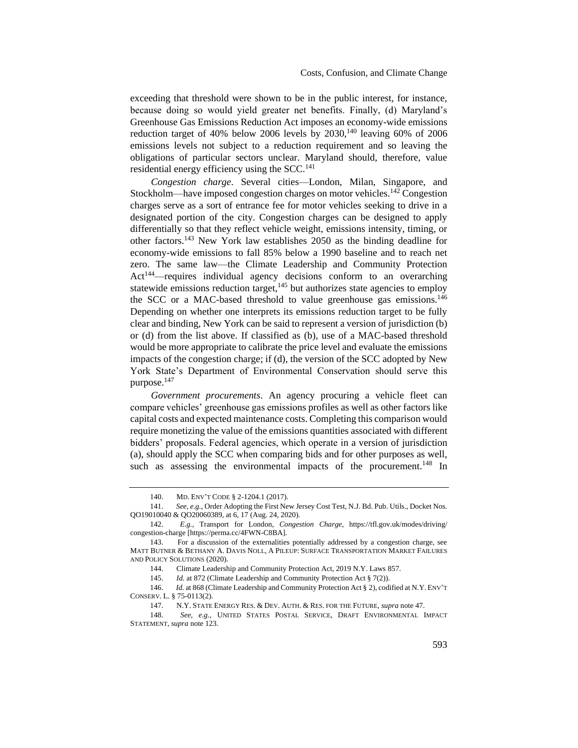exceeding that threshold were shown to be in the public interest, for instance, because doing so would yield greater net benefits. Finally, (d) Maryland's Greenhouse Gas Emissions Reduction Act imposes an economy-wide emissions reduction target of 40% below 2006 levels by 2030,[140] leaving 60% of 2006 emissions levels not subject to a reduction requirement and so leaving the obligations of particular sectors unclear. Maryland should, therefore, value residential energy efficiency using the SCC.[141]

*Congestion charge*. Several cities—London, Milan, Singapore, and Stockholm—have imposed congestion charges on motor vehicles.[142] Congestion charges serve as a sort of entrance fee for motor vehicles seeking to drive in a designated portion of the city. Congestion charges can be designed to apply differentially so that they reflect vehicle weight, emissions intensity, timing, or other factors.[143] New York law establishes 2050 as the binding deadline for economy-wide emissions to fall 85% below a 1990 baseline and to reach net zero. The same law—the Climate Leadership and Community Protection Act[144]—requires individual agency decisions conform to an overarching statewide emissions reduction target,[145] but authorizes state agencies to employ the SCC or a MAC-based threshold to value greenhouse gas emissions.[146] Depending on whether one interprets its emissions reduction target to be fully clear and binding, New York can be said to represent a version of jurisdiction (b) or (d) from the list above. If classified as (b), use of a MAC-based threshold would be more appropriate to calibrate the price level and evaluate the emissions impacts of the congestion charge; if (d), the version of the SCC adopted by New York State's Department of Environmental Conservation should serve this purpose.[147]

*Government procurements*. An agency procuring a vehicle fleet can compare vehicles' greenhouse gas emissions profiles as well as other factors like capital costs and expected maintenance costs. Completing this comparison would require monetizing the value of the emissions quantities associated with different bidders' proposals. Federal agencies, which operate in a version of jurisdiction (a), should apply the SCC when comparing bids and for other purposes as well, such as assessing the environmental impacts of the procurement.[148] In

---

140. MD. ENV'T CODE § 2-1204.1 (2017).

141. *See, e.g.*, Order Adopting the First New Jersey Cost Test, N.J. Bd. Pub. Utils., Docket Nos. QO19010040 & QO20060389, at 6, 17 (Aug. 24, 2020).

142. *E.g.*, Transport for London, *Congestion Charge*, https://tfl.gov.uk/modes/driving/congestion-charge [https://perma.cc/4FWN-C8BA].

143. For a discussion of the externalities potentially addressed by a congestion charge, see MATT BUTNER & BETHANY A. DAVIS NOLL, A PILEUP: SURFACE TRANSPORTATION MARKET FAILURES AND POLICY SOLUTIONS (2020).

144. Climate Leadership and Community Protection Act, 2019 N.Y. Laws 857.

145. *Id.* at 872 (Climate Leadership and Community Protection Act § 7(2)).

146. *Id.* at 868 (Climate Leadership and Community Protection Act § 2), codified at N.Y. ENV'T CONSERV. L. § 75-0113(2).

147. N.Y. STATE ENERGY RES. & DEV. AUTH. & RES. FOR THE FUTURE, *supra* note 47.

148. *See, e.g.*, UNITED STATES POSTAL SERVICE, DRAFT ENVIRONMENTAL IMPACT STATEMENT, *supra* note 123.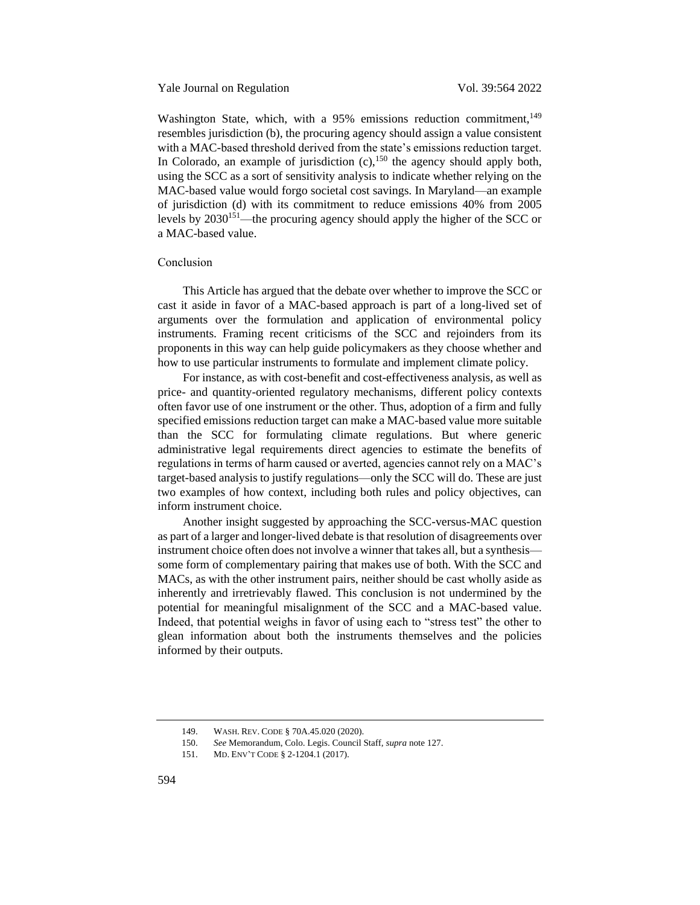Washington State, which, with a 95% emissions reduction commitment,[149] resembles jurisdiction (b), the procuring agency should assign a value consistent with a MAC-based threshold derived from the state's emissions reduction target. In Colorado, an example of jurisdiction (c),[150] the agency should apply both, using the SCC as a sort of sensitivity analysis to indicate whether relying on the MAC-based value would forgo societal cost savings. In Maryland—an example of jurisdiction (d) with its commitment to reduce emissions 40% from 2005 levels by 2030[151]—the procuring agency should apply the higher of the SCC or a MAC-based value.

## Conclusion

This Article has argued that the debate over whether to improve the SCC or cast it aside in favor of a MAC-based approach is part of a long-lived set of arguments over the formulation and application of environmental policy instruments. Framing recent criticisms of the SCC and rejoinders from its proponents in this way can help guide policymakers as they choose whether and how to use particular instruments to formulate and implement climate policy.

For instance, as with cost-benefit and cost-effectiveness analysis, as well as price- and quantity-oriented regulatory mechanisms, different policy contexts often favor use of one instrument or the other. Thus, adoption of a firm and fully specified emissions reduction target can make a MAC-based value more suitable than the SCC for formulating climate regulations. But where generic administrative legal requirements direct agencies to estimate the benefits of regulations in terms of harm caused or averted, agencies cannot rely on a MAC's target-based analysis to justify regulations—only the SCC will do. These are just two examples of how context, including both rules and policy objectives, can inform instrument choice.

Another insight suggested by approaching the SCC-versus-MAC question as part of a larger and longer-lived debate is that resolution of disagreements over instrument choice often does not involve a winner that takes all, but a synthesis—some form of complementary pairing that makes use of both. With the SCC and MACs, as with the other instrument pairs, neither should be cast wholly aside as inherently and irretrievably flawed. This conclusion is not undermined by the potential for meaningful misalignment of the SCC and a MAC-based value. Indeed, that potential weighs in favor of using each to "stress test" the other to glean information about both the instruments themselves and the policies informed by their outputs.

---

149. WASH. REV. CODE § 70A.45.020 (2020).

150. *See* Memorandum, Colo. Legis. Council Staff, *supra* note 127.

151. MD. ENV'T CODE § 2-1204.1 (2017).